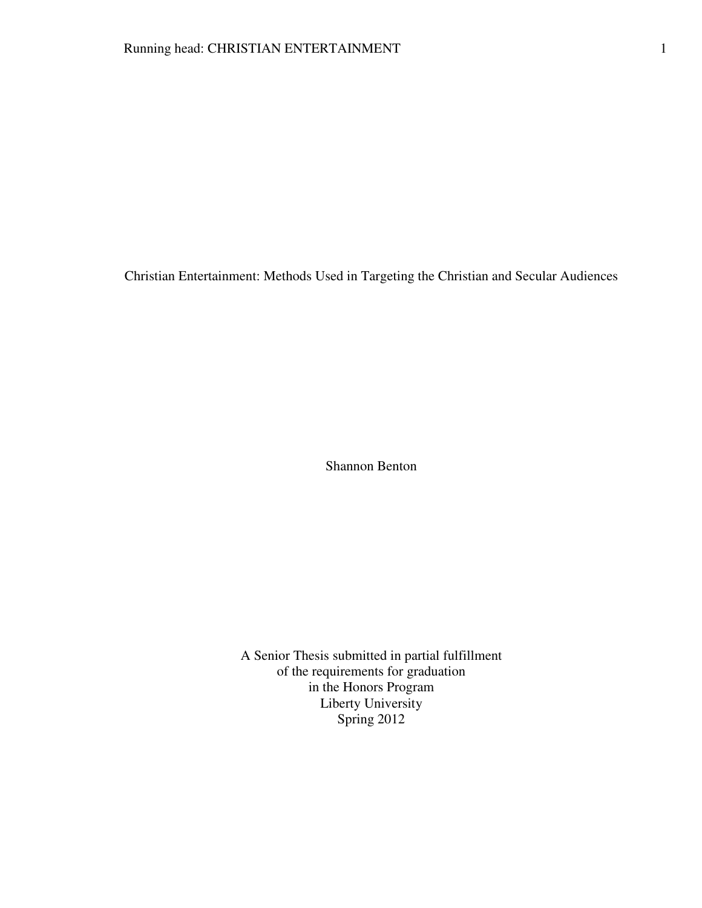# Christian Entertainment: Methods Used in Targeting the Christian and Secular Audiences

Shannon Benton

A Senior Thesis submitted in partial fulfillment
of the requirements for graduation
in the Honors Program
Liberty University
Spring 2012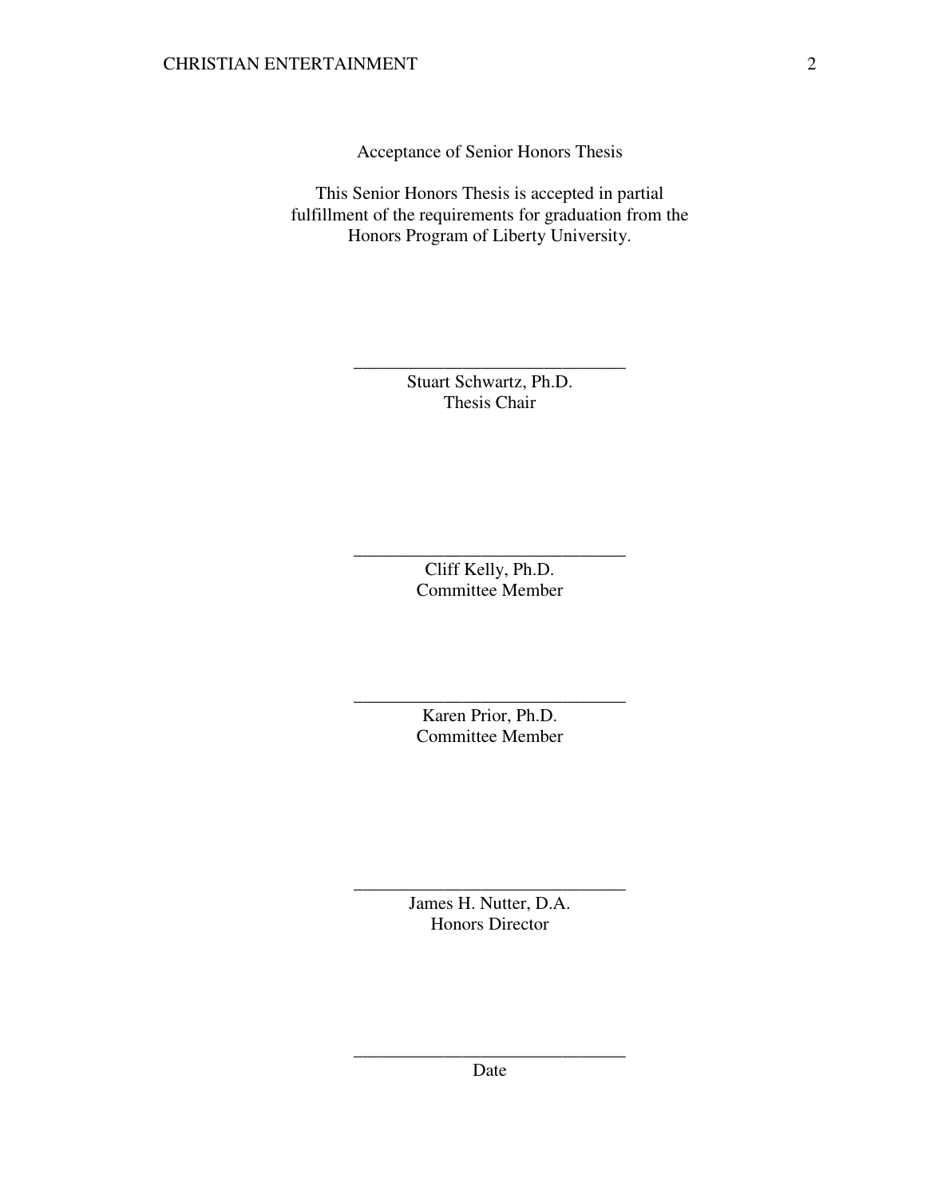Acceptance of Senior Honors Thesis

This Senior Honors Thesis is accepted in partial fulfillment of the requirements for graduation from the Honors Program of Liberty University.

______________________________
Stuart Schwartz, Ph.D.
Thesis Chair

______________________________
Cliff Kelly, Ph.D.
Committee Member

______________________________
Karen Prior, Ph.D.
Committee Member

______________________________
James H. Nutter, D.A.
Honors Director

______________________________
Date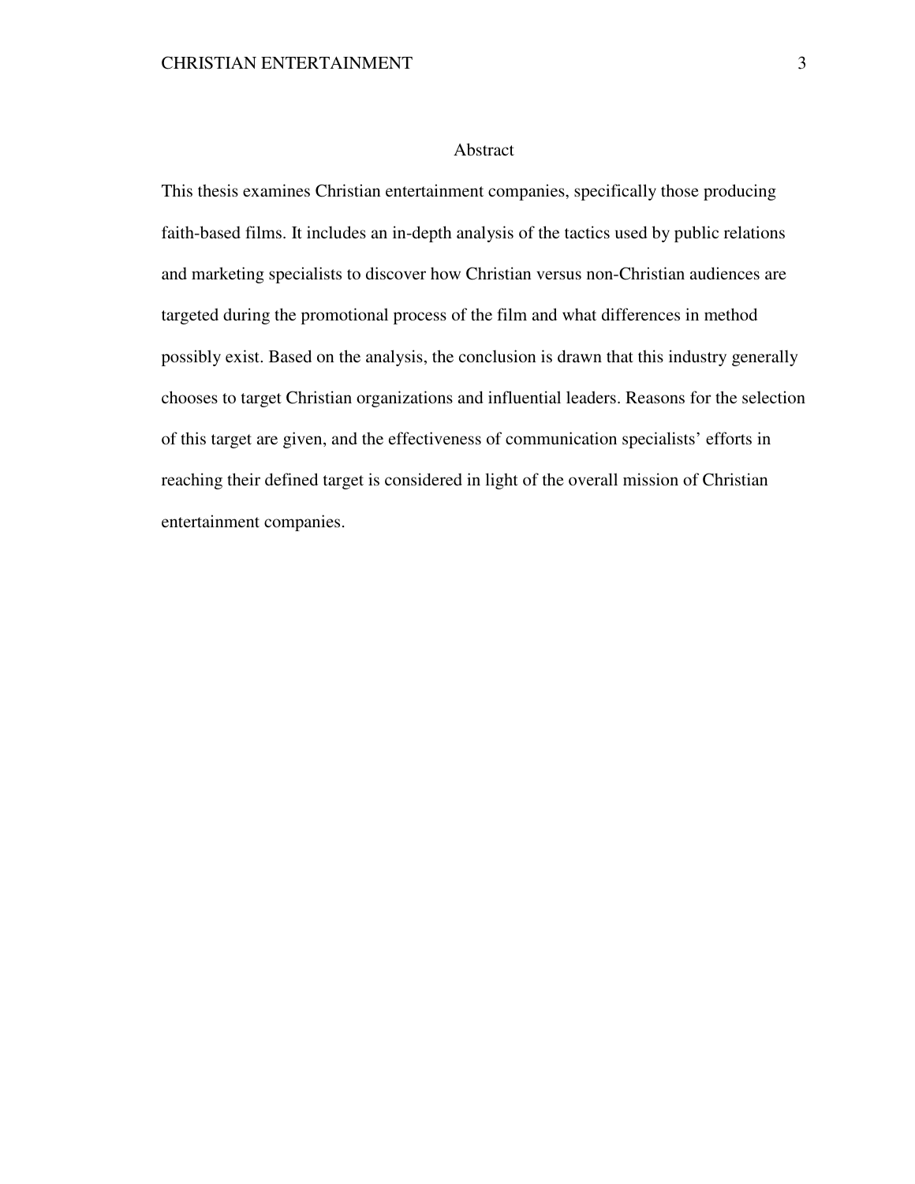# Abstract

This thesis examines Christian entertainment companies, specifically those producing faith-based films. It includes an in-depth analysis of the tactics used by public relations and marketing specialists to discover how Christian versus non-Christian audiences are targeted during the promotional process of the film and what differences in method possibly exist. Based on the analysis, the conclusion is drawn that this industry generally chooses to target Christian organizations and influential leaders. Reasons for the selection of this target are given, and the effectiveness of communication specialists' efforts in reaching their defined target is considered in light of the overall mission of Christian entertainment companies.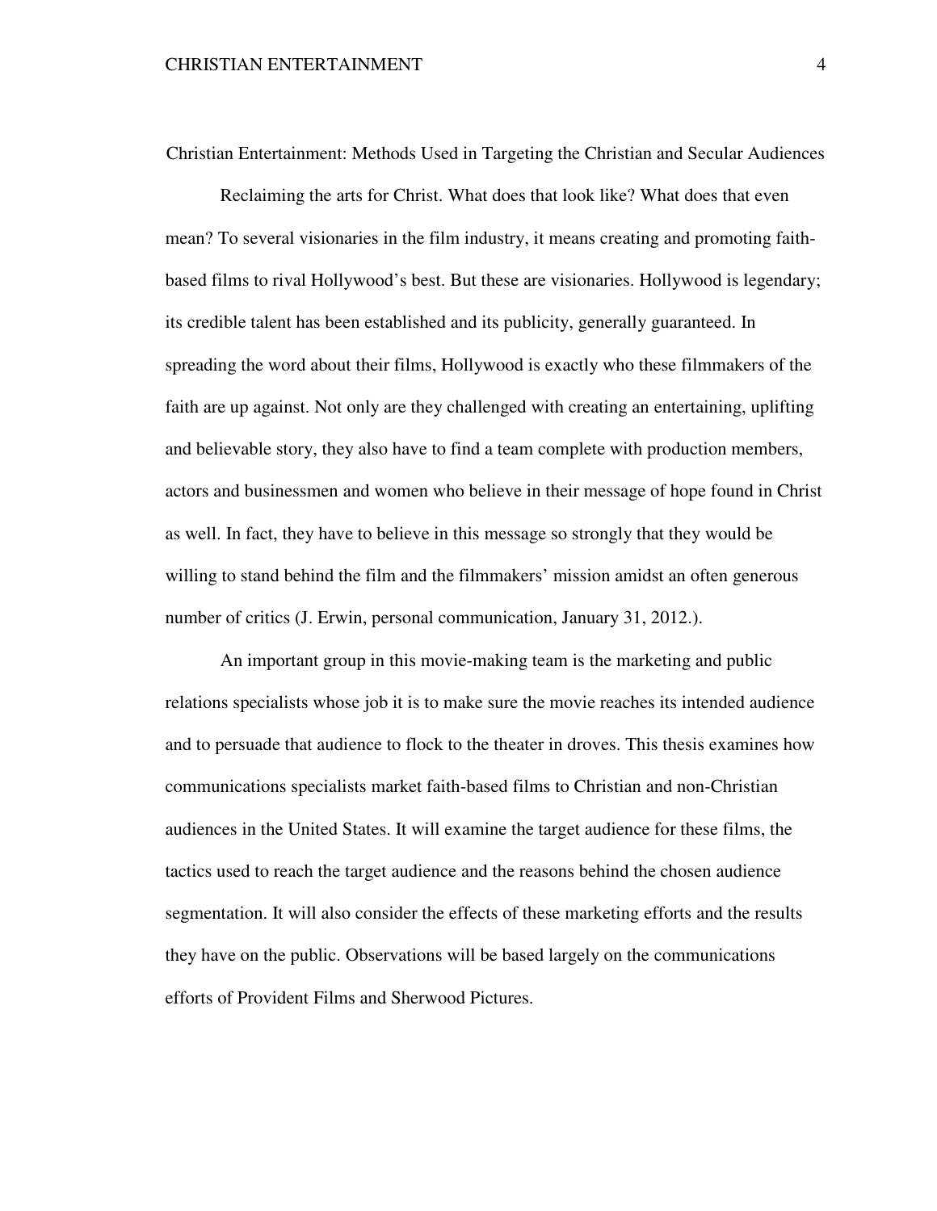# Christian Entertainment: Methods Used in Targeting the Christian and Secular Audiences

Reclaiming the arts for Christ. What does that look like? What does that even mean? To several visionaries in the film industry, it means creating and promoting faith-based films to rival Hollywood's best. But these are visionaries. Hollywood is legendary; its credible talent has been established and its publicity, generally guaranteed. In spreading the word about their films, Hollywood is exactly who these filmmakers of the faith are up against. Not only are they challenged with creating an entertaining, uplifting and believable story, they also have to find a team complete with production members, actors and businessmen and women who believe in their message of hope found in Christ as well. In fact, they have to believe in this message so strongly that they would be willing to stand behind the film and the filmmakers' mission amidst an often generous number of critics (J. Erwin, personal communication, January 31, 2012.).

An important group in this movie-making team is the marketing and public relations specialists whose job it is to make sure the movie reaches its intended audience and to persuade that audience to flock to the theater in droves. This thesis examines how communications specialists market faith-based films to Christian and non-Christian audiences in the United States. It will examine the target audience for these films, the tactics used to reach the target audience and the reasons behind the chosen audience segmentation. It will also consider the effects of these marketing efforts and the results they have on the public. Observations will be based largely on the communications efforts of Provident Films and Sherwood Pictures.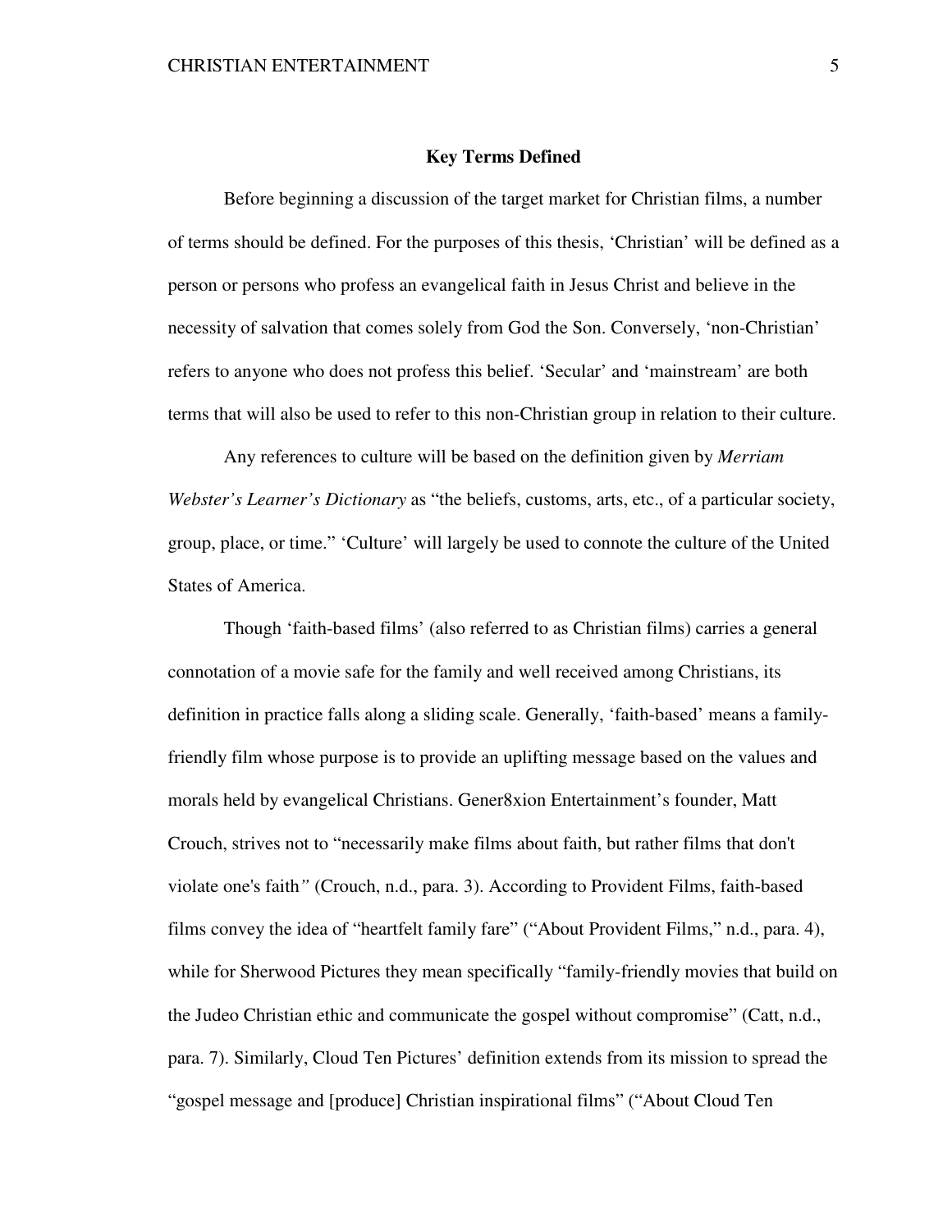## Key Terms Defined

Before beginning a discussion of the target market for Christian films, a number of terms should be defined. For the purposes of this thesis, 'Christian' will be defined as a person or persons who profess an evangelical faith in Jesus Christ and believe in the necessity of salvation that comes solely from God the Son. Conversely, 'non-Christian' refers to anyone who does not profess this belief. 'Secular' and 'mainstream' are both terms that will also be used to refer to this non-Christian group in relation to their culture.

Any references to culture will be based on the definition given by *Merriam Webster's Learner's Dictionary* as "the beliefs, customs, arts, etc., of a particular society, group, place, or time." 'Culture' will largely be used to connote the culture of the United States of America.

Though 'faith-based films' (also referred to as Christian films) carries a general connotation of a movie safe for the family and well received among Christians, its definition in practice falls along a sliding scale. Generally, 'faith-based' means a family-friendly film whose purpose is to provide an uplifting message based on the values and morals held by evangelical Christians. Gener8xion Entertainment's founder, Matt Crouch, strives not to "necessarily make films about faith, but rather films that don't violate one's faith" (Crouch, n.d., para. 3). According to Provident Films, faith-based films convey the idea of "heartfelt family fare" ("About Provident Films," n.d., para. 4), while for Sherwood Pictures they mean specifically "family-friendly movies that build on the Judeo Christian ethic and communicate the gospel without compromise" (Catt, n.d., para. 7). Similarly, Cloud Ten Pictures' definition extends from its mission to spread the "gospel message and [produce] Christian inspirational films" ("About Cloud Ten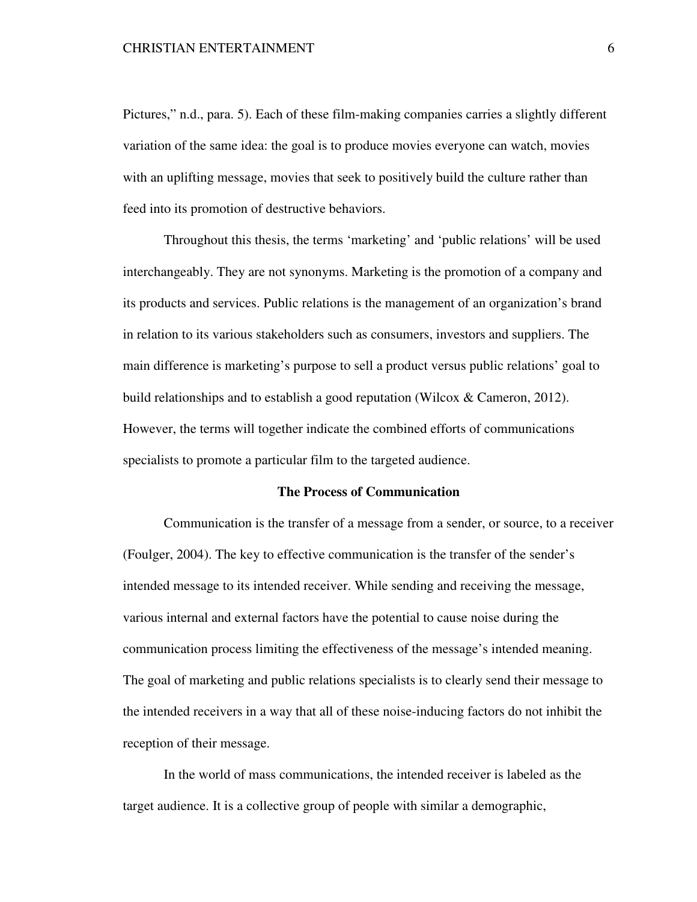Pictures," n.d., para. 5). Each of these film-making companies carries a slightly different variation of the same idea: the goal is to produce movies everyone can watch, movies with an uplifting message, movies that seek to positively build the culture rather than feed into its promotion of destructive behaviors.

Throughout this thesis, the terms 'marketing' and 'public relations' will be used interchangeably. They are not synonyms. Marketing is the promotion of a company and its products and services. Public relations is the management of an organization's brand in relation to its various stakeholders such as consumers, investors and suppliers. The main difference is marketing's purpose to sell a product versus public relations' goal to build relationships and to establish a good reputation (Wilcox & Cameron, 2012). However, the terms will together indicate the combined efforts of communications specialists to promote a particular film to the targeted audience.

## The Process of Communication

Communication is the transfer of a message from a sender, or source, to a receiver (Foulger, 2004). The key to effective communication is the transfer of the sender's intended message to its intended receiver. While sending and receiving the message, various internal and external factors have the potential to cause noise during the communication process limiting the effectiveness of the message's intended meaning. The goal of marketing and public relations specialists is to clearly send their message to the intended receivers in a way that all of these noise-inducing factors do not inhibit the reception of their message.

In the world of mass communications, the intended receiver is labeled as the target audience. It is a collective group of people with similar a demographic,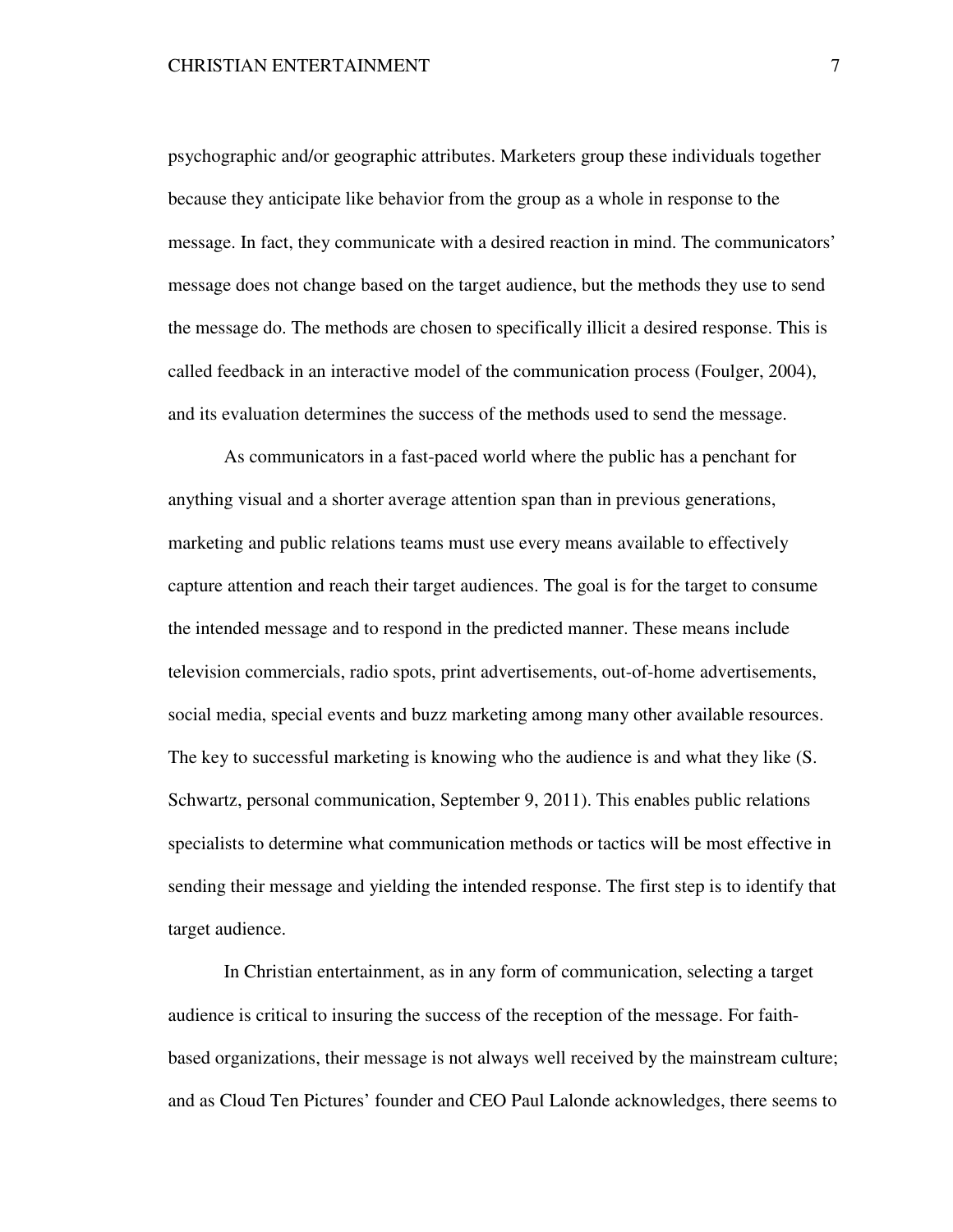psychographic and/or geographic attributes. Marketers group these individuals together because they anticipate like behavior from the group as a whole in response to the message. In fact, they communicate with a desired reaction in mind. The communicators' message does not change based on the target audience, but the methods they use to send the message do. The methods are chosen to specifically illicit a desired response. This is called feedback in an interactive model of the communication process (Foulger, 2004), and its evaluation determines the success of the methods used to send the message.

As communicators in a fast-paced world where the public has a penchant for anything visual and a shorter average attention span than in previous generations, marketing and public relations teams must use every means available to effectively capture attention and reach their target audiences. The goal is for the target to consume the intended message and to respond in the predicted manner. These means include television commercials, radio spots, print advertisements, out-of-home advertisements, social media, special events and buzz marketing among many other available resources. The key to successful marketing is knowing who the audience is and what they like (S. Schwartz, personal communication, September 9, 2011). This enables public relations specialists to determine what communication methods or tactics will be most effective in sending their message and yielding the intended response. The first step is to identify that target audience.

In Christian entertainment, as in any form of communication, selecting a target audience is critical to insuring the success of the reception of the message. For faith-based organizations, their message is not always well received by the mainstream culture; and as Cloud Ten Pictures' founder and CEO Paul Lalonde acknowledges, there seems to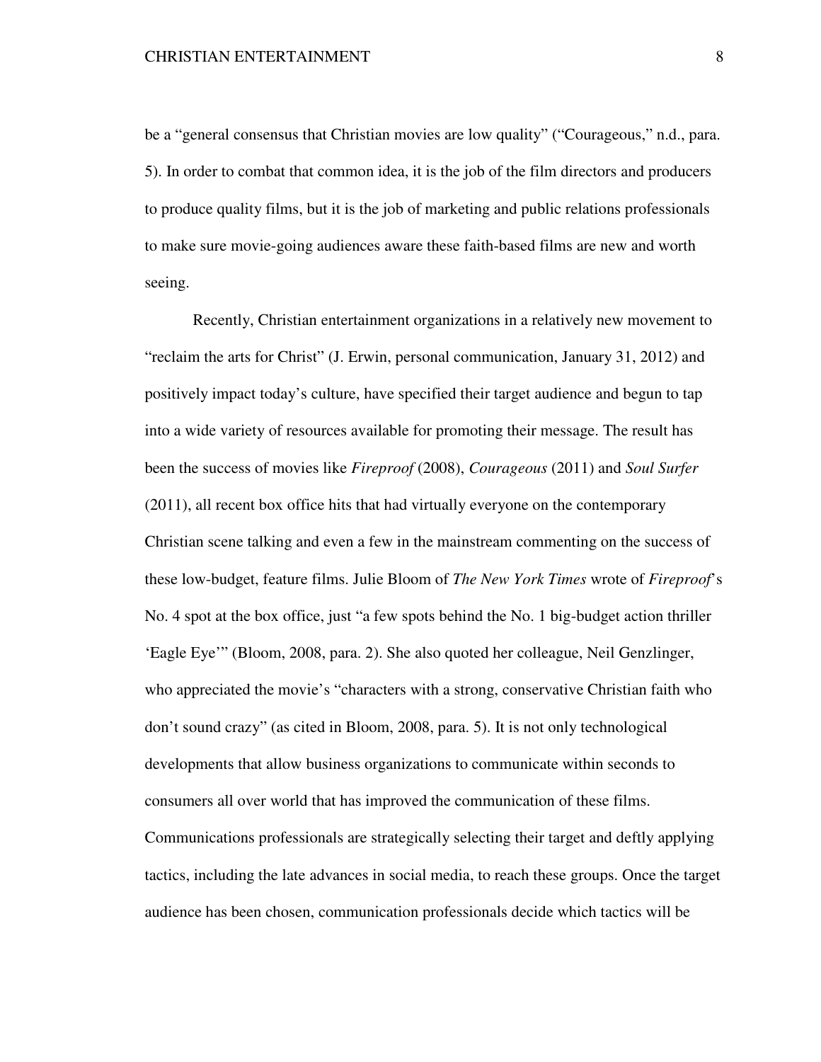be a "general consensus that Christian movies are low quality" ("Courageous," n.d., para. 5). In order to combat that common idea, it is the job of the film directors and producers to produce quality films, but it is the job of marketing and public relations professionals to make sure movie-going audiences aware these faith-based films are new and worth seeing.

Recently, Christian entertainment organizations in a relatively new movement to "reclaim the arts for Christ" (J. Erwin, personal communication, January 31, 2012) and positively impact today's culture, have specified their target audience and begun to tap into a wide variety of resources available for promoting their message. The result has been the success of movies like *Fireproof* (2008), *Courageous* (2011) and *Soul Surfer* (2011), all recent box office hits that had virtually everyone on the contemporary Christian scene talking and even a few in the mainstream commenting on the success of these low-budget, feature films. Julie Bloom of *The New York Times* wrote of *Fireproof*'s No. 4 spot at the box office, just "a few spots behind the No. 1 big-budget action thriller 'Eagle Eye'" (Bloom, 2008, para. 2). She also quoted her colleague, Neil Genzlinger, who appreciated the movie's "characters with a strong, conservative Christian faith who don't sound crazy" (as cited in Bloom, 2008, para. 5). It is not only technological developments that allow business organizations to communicate within seconds to consumers all over world that has improved the communication of these films. Communications professionals are strategically selecting their target and deftly applying tactics, including the late advances in social media, to reach these groups. Once the target audience has been chosen, communication professionals decide which tactics will be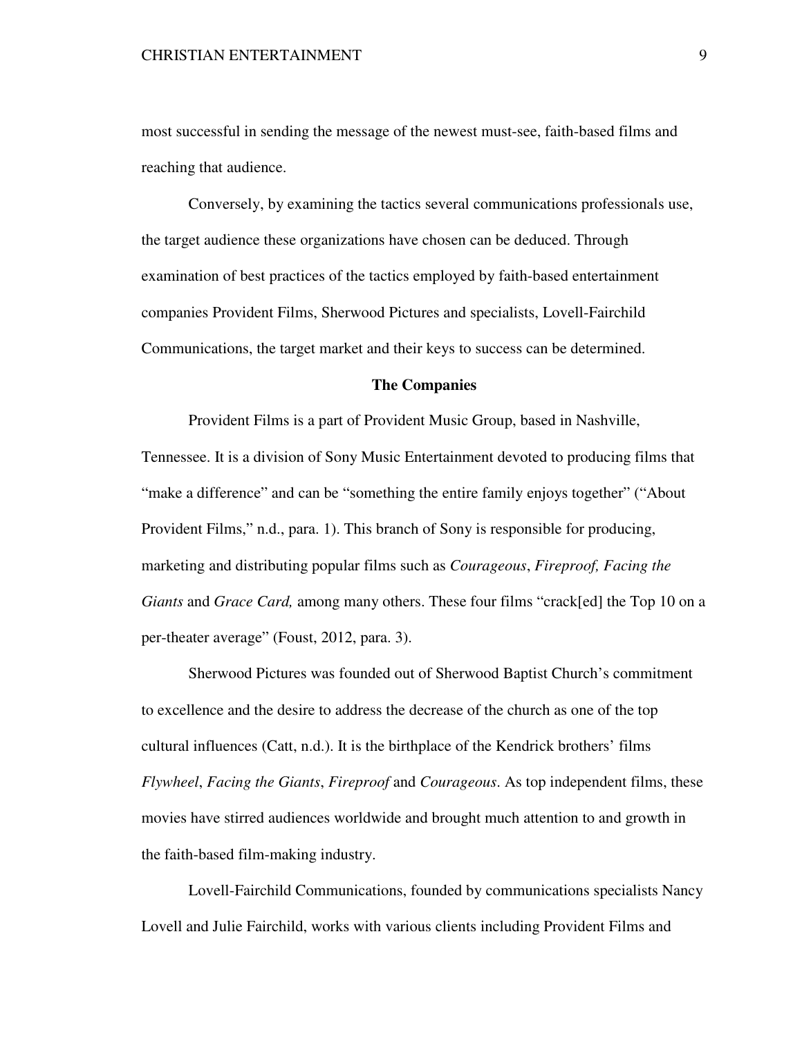most successful in sending the message of the newest must-see, faith-based films and reaching that audience.

Conversely, by examining the tactics several communications professionals use, the target audience these organizations have chosen can be deduced. Through examination of best practices of the tactics employed by faith-based entertainment companies Provident Films, Sherwood Pictures and specialists, Lovell-Fairchild Communications, the target market and their keys to success can be determined.

## The Companies

Provident Films is a part of Provident Music Group, based in Nashville, Tennessee. It is a division of Sony Music Entertainment devoted to producing films that "make a difference" and can be "something the entire family enjoys together" ("About Provident Films," n.d., para. 1). This branch of Sony is responsible for producing, marketing and distributing popular films such as *Courageous*, *Fireproof, Facing the Giants* and *Grace Card,* among many others. These four films "crack[ed] the Top 10 on a per-theater average" (Foust, 2012, para. 3).

Sherwood Pictures was founded out of Sherwood Baptist Church's commitment to excellence and the desire to address the decrease of the church as one of the top cultural influences (Catt, n.d.). It is the birthplace of the Kendrick brothers' films *Flywheel*, *Facing the Giants*, *Fireproof* and *Courageous*. As top independent films, these movies have stirred audiences worldwide and brought much attention to and growth in the faith-based film-making industry.

Lovell-Fairchild Communications, founded by communications specialists Nancy Lovell and Julie Fairchild, works with various clients including Provident Films and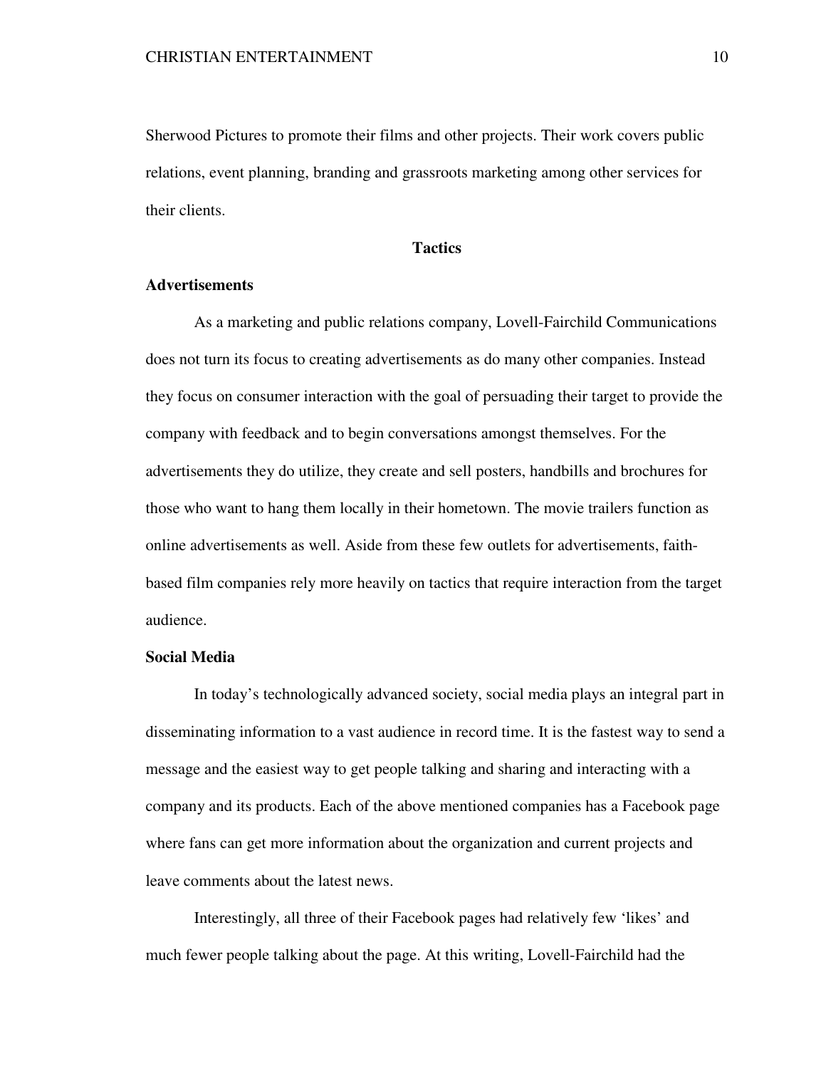Sherwood Pictures to promote their films and other projects. Their work covers public relations, event planning, branding and grassroots marketing among other services for their clients.

## Tactics

### Advertisements

As a marketing and public relations company, Lovell-Fairchild Communications does not turn its focus to creating advertisements as do many other companies. Instead they focus on consumer interaction with the goal of persuading their target to provide the company with feedback and to begin conversations amongst themselves. For the advertisements they do utilize, they create and sell posters, handbills and brochures for those who want to hang them locally in their hometown. The movie trailers function as online advertisements as well. Aside from these few outlets for advertisements, faith-based film companies rely more heavily on tactics that require interaction from the target audience.

### Social Media

In today's technologically advanced society, social media plays an integral part in disseminating information to a vast audience in record time. It is the fastest way to send a message and the easiest way to get people talking and sharing and interacting with a company and its products. Each of the above mentioned companies has a Facebook page where fans can get more information about the organization and current projects and leave comments about the latest news.

Interestingly, all three of their Facebook pages had relatively few 'likes' and much fewer people talking about the page. At this writing, Lovell-Fairchild had the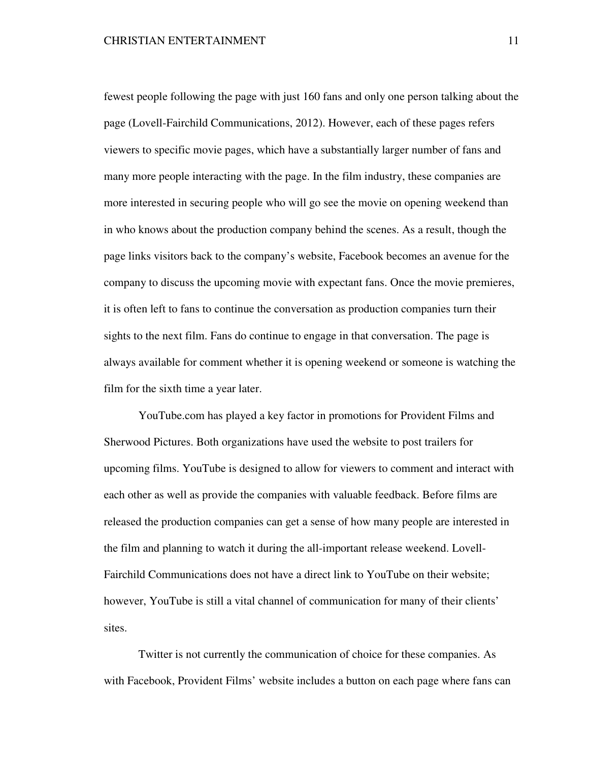fewest people following the page with just 160 fans and only one person talking about the page (Lovell-Fairchild Communications, 2012). However, each of these pages refers viewers to specific movie pages, which have a substantially larger number of fans and many more people interacting with the page. In the film industry, these companies are more interested in securing people who will go see the movie on opening weekend than in who knows about the production company behind the scenes. As a result, though the page links visitors back to the company's website, Facebook becomes an avenue for the company to discuss the upcoming movie with expectant fans. Once the movie premieres, it is often left to fans to continue the conversation as production companies turn their sights to the next film. Fans do continue to engage in that conversation. The page is always available for comment whether it is opening weekend or someone is watching the film for the sixth time a year later.

YouTube.com has played a key factor in promotions for Provident Films and Sherwood Pictures. Both organizations have used the website to post trailers for upcoming films. YouTube is designed to allow for viewers to comment and interact with each other as well as provide the companies with valuable feedback. Before films are released the production companies can get a sense of how many people are interested in the film and planning to watch it during the all-important release weekend. Lovell-Fairchild Communications does not have a direct link to YouTube on their website; however, YouTube is still a vital channel of communication for many of their clients' sites.

Twitter is not currently the communication of choice for these companies. As with Facebook, Provident Films' website includes a button on each page where fans can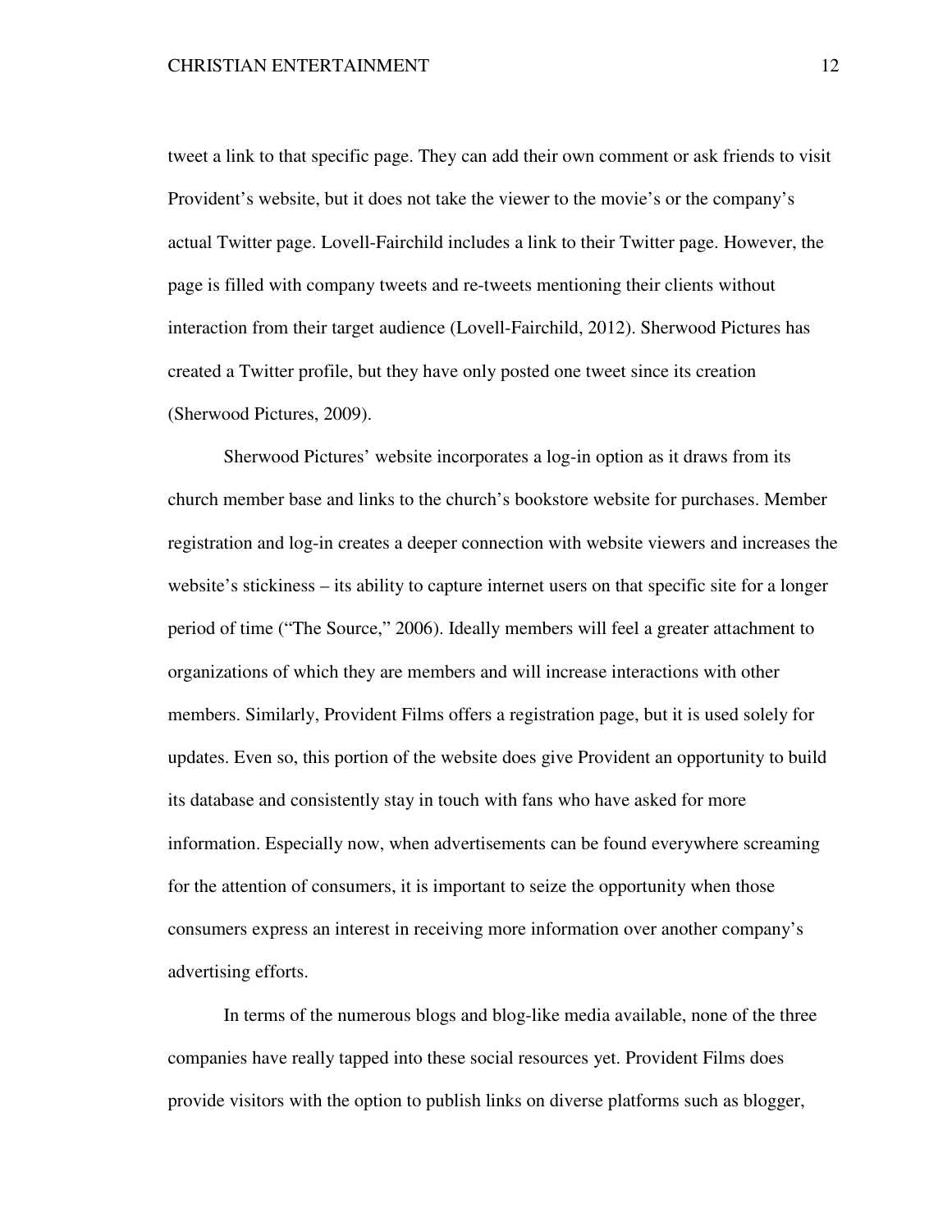tweet a link to that specific page. They can add their own comment or ask friends to visit Provident's website, but it does not take the viewer to the movie's or the company's actual Twitter page. Lovell-Fairchild includes a link to their Twitter page. However, the page is filled with company tweets and re-tweets mentioning their clients without interaction from their target audience (Lovell-Fairchild, 2012). Sherwood Pictures has created a Twitter profile, but they have only posted one tweet since its creation (Sherwood Pictures, 2009).

Sherwood Pictures' website incorporates a log-in option as it draws from its church member base and links to the church's bookstore website for purchases. Member registration and log-in creates a deeper connection with website viewers and increases the website's stickiness – its ability to capture internet users on that specific site for a longer period of time ("The Source," 2006). Ideally members will feel a greater attachment to organizations of which they are members and will increase interactions with other members. Similarly, Provident Films offers a registration page, but it is used solely for updates. Even so, this portion of the website does give Provident an opportunity to build its database and consistently stay in touch with fans who have asked for more information. Especially now, when advertisements can be found everywhere screaming for the attention of consumers, it is important to seize the opportunity when those consumers express an interest in receiving more information over another company's advertising efforts.

In terms of the numerous blogs and blog-like media available, none of the three companies have really tapped into these social resources yet. Provident Films does provide visitors with the option to publish links on diverse platforms such as blogger,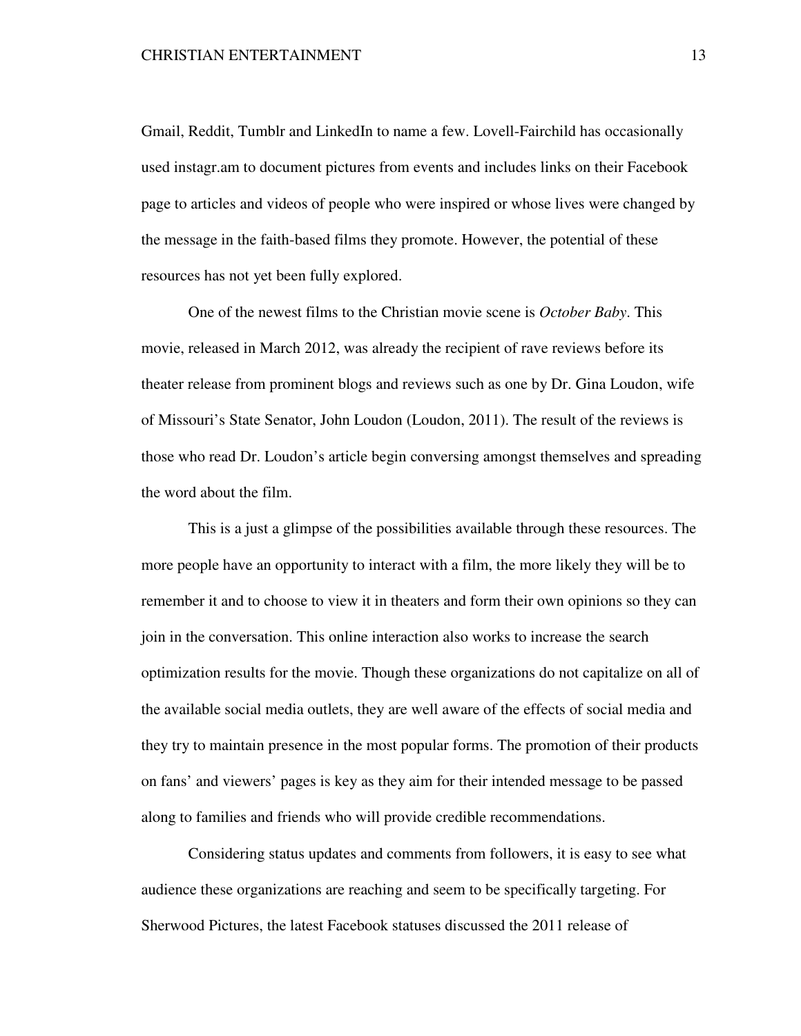Gmail, Reddit, Tumblr and LinkedIn to name a few. Lovell-Fairchild has occasionally used instagr.am to document pictures from events and includes links on their Facebook page to articles and videos of people who were inspired or whose lives were changed by the message in the faith-based films they promote. However, the potential of these resources has not yet been fully explored.

One of the newest films to the Christian movie scene is *October Baby*. This movie, released in March 2012, was already the recipient of rave reviews before its theater release from prominent blogs and reviews such as one by Dr. Gina Loudon, wife of Missouri's State Senator, John Loudon (Loudon, 2011). The result of the reviews is those who read Dr. Loudon's article begin conversing amongst themselves and spreading the word about the film.

This is a just a glimpse of the possibilities available through these resources. The more people have an opportunity to interact with a film, the more likely they will be to remember it and to choose to view it in theaters and form their own opinions so they can join in the conversation. This online interaction also works to increase the search optimization results for the movie. Though these organizations do not capitalize on all of the available social media outlets, they are well aware of the effects of social media and they try to maintain presence in the most popular forms. The promotion of their products on fans' and viewers' pages is key as they aim for their intended message to be passed along to families and friends who will provide credible recommendations.

Considering status updates and comments from followers, it is easy to see what audience these organizations are reaching and seem to be specifically targeting. For Sherwood Pictures, the latest Facebook statuses discussed the 2011 release of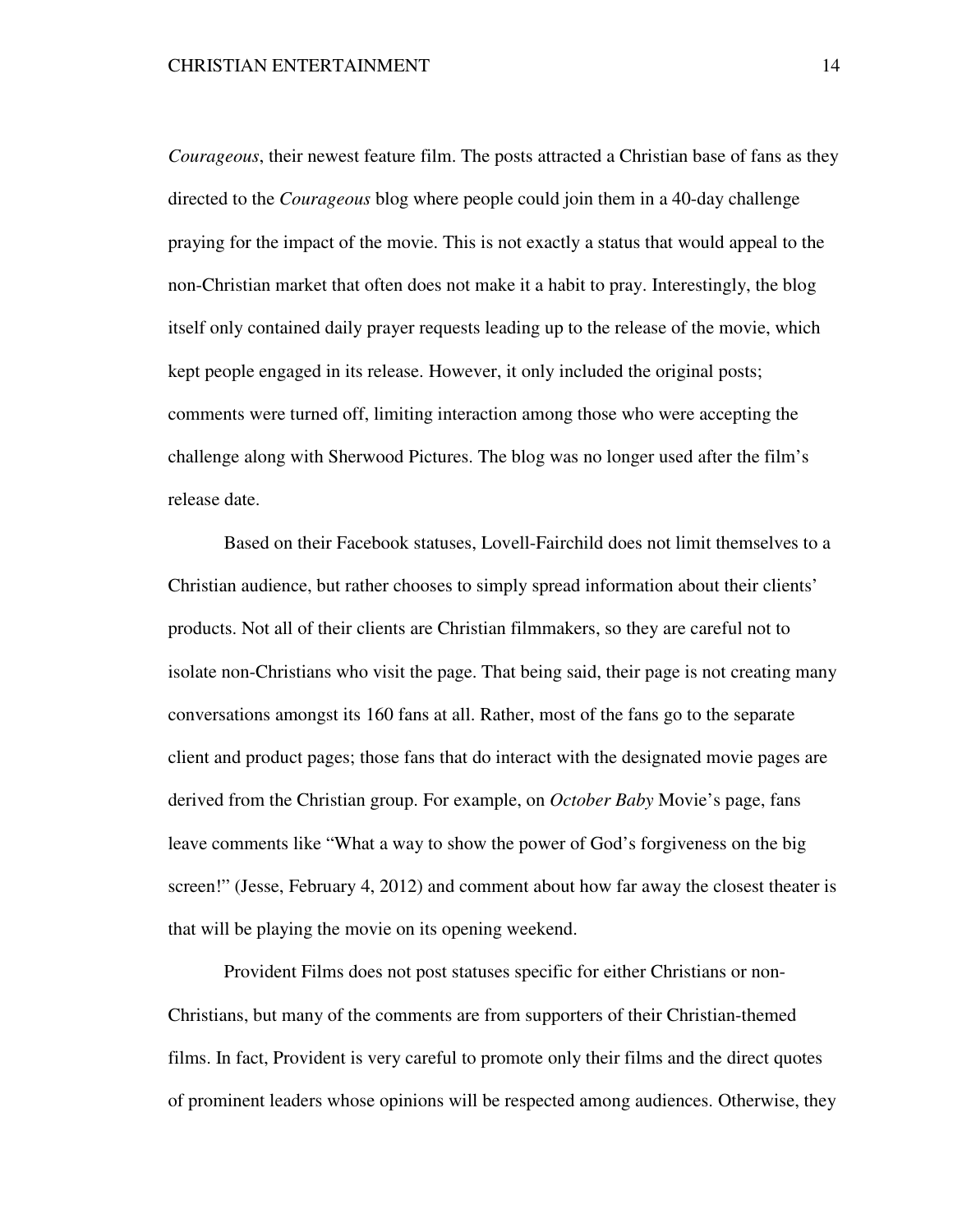*Courageous*, their newest feature film. The posts attracted a Christian base of fans as they directed to the *Courageous* blog where people could join them in a 40-day challenge praying for the impact of the movie. This is not exactly a status that would appeal to the non-Christian market that often does not make it a habit to pray. Interestingly, the blog itself only contained daily prayer requests leading up to the release of the movie, which kept people engaged in its release. However, it only included the original posts; comments were turned off, limiting interaction among those who were accepting the challenge along with Sherwood Pictures. The blog was no longer used after the film's release date.

Based on their Facebook statuses, Lovell-Fairchild does not limit themselves to a Christian audience, but rather chooses to simply spread information about their clients' products. Not all of their clients are Christian filmmakers, so they are careful not to isolate non-Christians who visit the page. That being said, their page is not creating many conversations amongst its 160 fans at all. Rather, most of the fans go to the separate client and product pages; those fans that do interact with the designated movie pages are derived from the Christian group. For example, on *October Baby* Movie's page, fans leave comments like "What a way to show the power of God's forgiveness on the big screen!" (Jesse, February 4, 2012) and comment about how far away the closest theater is that will be playing the movie on its opening weekend.

Provident Films does not post statuses specific for either Christians or non-Christians, but many of the comments are from supporters of their Christian-themed films. In fact, Provident is very careful to promote only their films and the direct quotes of prominent leaders whose opinions will be respected among audiences. Otherwise, they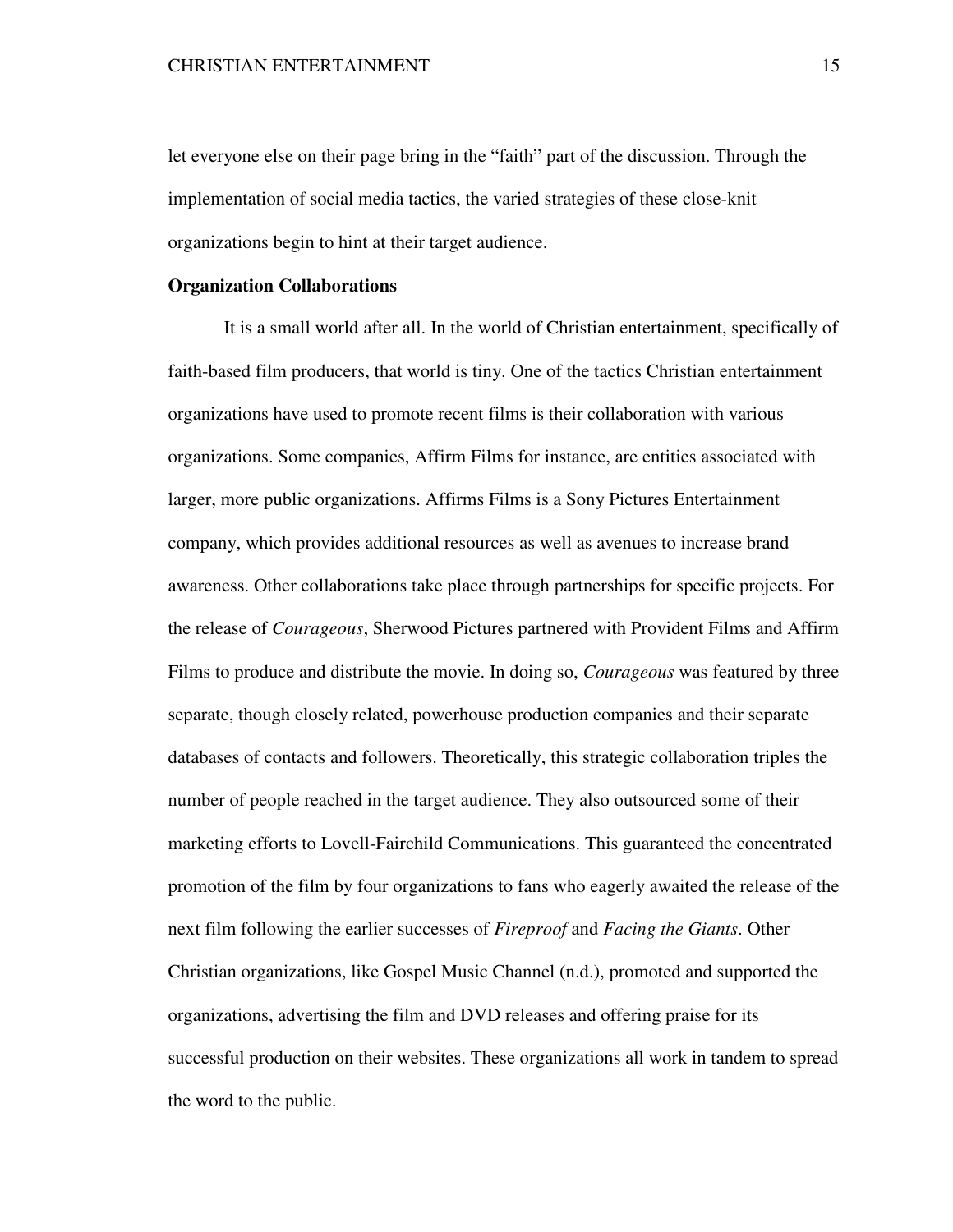let everyone else on their page bring in the "faith" part of the discussion. Through the implementation of social media tactics, the varied strategies of these close-knit organizations begin to hint at their target audience.

**Organization Collaborations**

It is a small world after all. In the world of Christian entertainment, specifically of faith-based film producers, that world is tiny. One of the tactics Christian entertainment organizations have used to promote recent films is their collaboration with various organizations. Some companies, Affirm Films for instance, are entities associated with larger, more public organizations. Affirms Films is a Sony Pictures Entertainment company, which provides additional resources as well as avenues to increase brand awareness. Other collaborations take place through partnerships for specific projects. For the release of *Courageous*, Sherwood Pictures partnered with Provident Films and Affirm Films to produce and distribute the movie. In doing so, *Courageous* was featured by three separate, though closely related, powerhouse production companies and their separate databases of contacts and followers. Theoretically, this strategic collaboration triples the number of people reached in the target audience. They also outsourced some of their marketing efforts to Lovell-Fairchild Communications. This guaranteed the concentrated promotion of the film by four organizations to fans who eagerly awaited the release of the next film following the earlier successes of *Fireproof* and *Facing the Giants*. Other Christian organizations, like Gospel Music Channel (n.d.), promoted and supported the organizations, advertising the film and DVD releases and offering praise for its successful production on their websites. These organizations all work in tandem to spread the word to the public.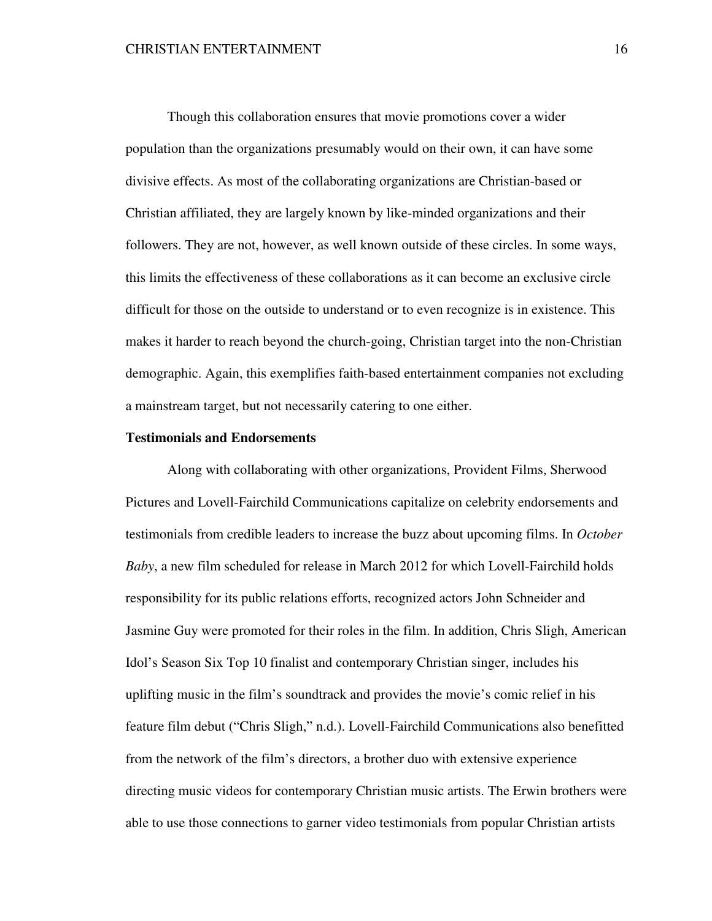Though this collaboration ensures that movie promotions cover a wider population than the organizations presumably would on their own, it can have some divisive effects. As most of the collaborating organizations are Christian-based or Christian affiliated, they are largely known by like-minded organizations and their followers. They are not, however, as well known outside of these circles. In some ways, this limits the effectiveness of these collaborations as it can become an exclusive circle difficult for those on the outside to understand or to even recognize is in existence. This makes it harder to reach beyond the church-going, Christian target into the non-Christian demographic. Again, this exemplifies faith-based entertainment companies not excluding a mainstream target, but not necessarily catering to one either.

**Testimonials and Endorsements**

Along with collaborating with other organizations, Provident Films, Sherwood Pictures and Lovell-Fairchild Communications capitalize on celebrity endorsements and testimonials from credible leaders to increase the buzz about upcoming films. In *October Baby*, a new film scheduled for release in March 2012 for which Lovell-Fairchild holds responsibility for its public relations efforts, recognized actors John Schneider and Jasmine Guy were promoted for their roles in the film. In addition, Chris Sligh, American Idol's Season Six Top 10 finalist and contemporary Christian singer, includes his uplifting music in the film's soundtrack and provides the movie's comic relief in his feature film debut ("Chris Sligh," n.d.). Lovell-Fairchild Communications also benefitted from the network of the film's directors, a brother duo with extensive experience directing music videos for contemporary Christian music artists. The Erwin brothers were able to use those connections to garner video testimonials from popular Christian artists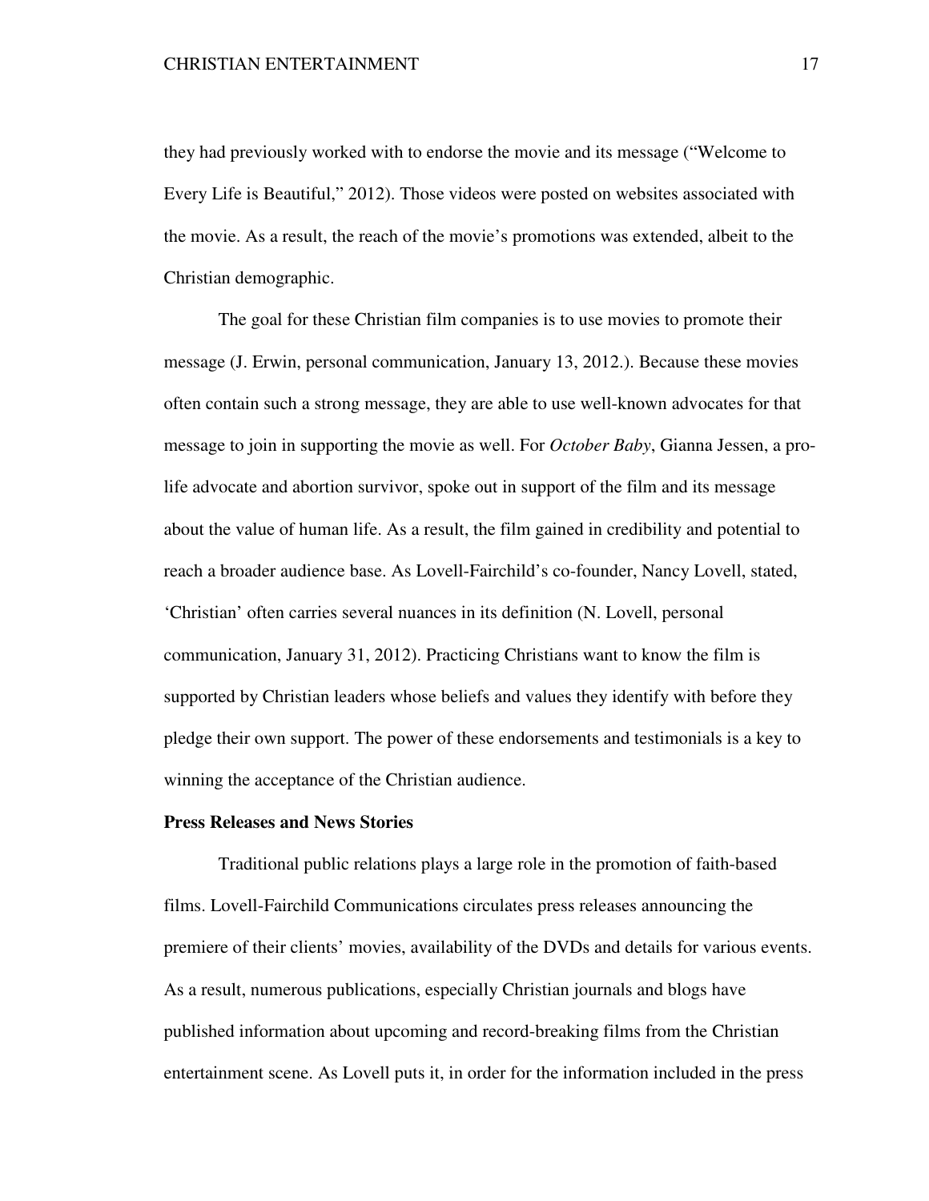they had previously worked with to endorse the movie and its message ("Welcome to Every Life is Beautiful," 2012). Those videos were posted on websites associated with the movie. As a result, the reach of the movie's promotions was extended, albeit to the Christian demographic.

The goal for these Christian film companies is to use movies to promote their message (J. Erwin, personal communication, January 13, 2012.). Because these movies often contain such a strong message, they are able to use well-known advocates for that message to join in supporting the movie as well. For *October Baby*, Gianna Jessen, a pro-life advocate and abortion survivor, spoke out in support of the film and its message about the value of human life. As a result, the film gained in credibility and potential to reach a broader audience base. As Lovell-Fairchild's co-founder, Nancy Lovell, stated, 'Christian' often carries several nuances in its definition (N. Lovell, personal communication, January 31, 2012). Practicing Christians want to know the film is supported by Christian leaders whose beliefs and values they identify with before they pledge their own support. The power of these endorsements and testimonials is a key to winning the acceptance of the Christian audience.

**Press Releases and News Stories**

Traditional public relations plays a large role in the promotion of faith-based films. Lovell-Fairchild Communications circulates press releases announcing the premiere of their clients' movies, availability of the DVDs and details for various events. As a result, numerous publications, especially Christian journals and blogs have published information about upcoming and record-breaking films from the Christian entertainment scene. As Lovell puts it, in order for the information included in the press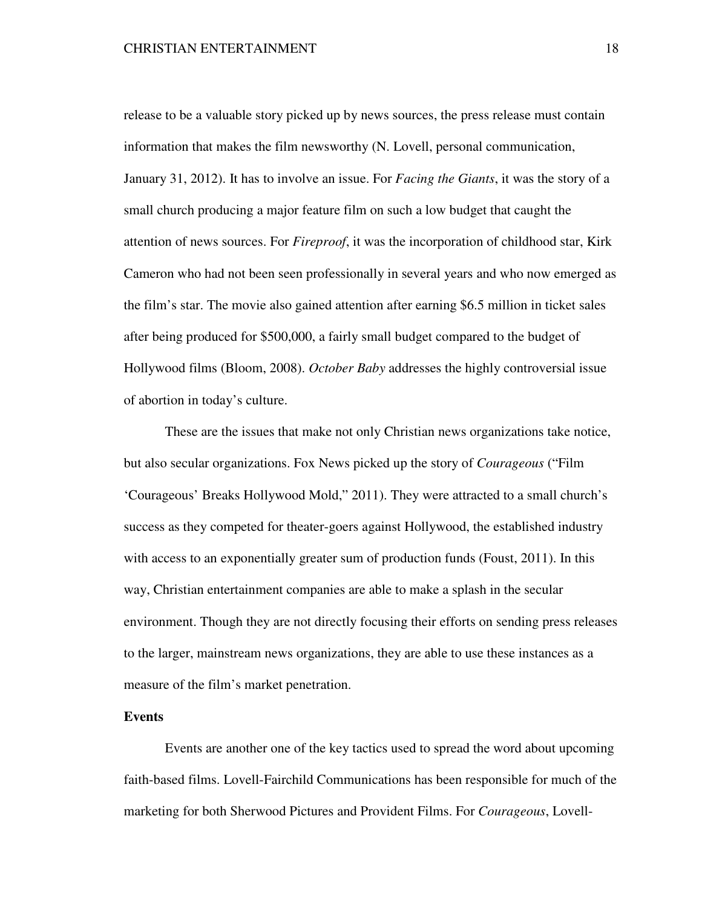release to be a valuable story picked up by news sources, the press release must contain information that makes the film newsworthy (N. Lovell, personal communication, January 31, 2012). It has to involve an issue. For *Facing the Giants*, it was the story of a small church producing a major feature film on such a low budget that caught the attention of news sources. For *Fireproof*, it was the incorporation of childhood star, Kirk Cameron who had not been seen professionally in several years and who now emerged as the film's star. The movie also gained attention after earning $6.5 million in ticket sales after being produced for $500,000, a fairly small budget compared to the budget of Hollywood films (Bloom, 2008). *October Baby* addresses the highly controversial issue of abortion in today's culture.

These are the issues that make not only Christian news organizations take notice, but also secular organizations. Fox News picked up the story of *Courageous* ("Film 'Courageous' Breaks Hollywood Mold," 2011). They were attracted to a small church's success as they competed for theater-goers against Hollywood, the established industry with access to an exponentially greater sum of production funds (Foust, 2011). In this way, Christian entertainment companies are able to make a splash in the secular environment. Though they are not directly focusing their efforts on sending press releases to the larger, mainstream news organizations, they are able to use these instances as a measure of the film's market penetration.

**Events**

Events are another one of the key tactics used to spread the word about upcoming faith-based films. Lovell-Fairchild Communications has been responsible for much of the marketing for both Sherwood Pictures and Provident Films. For *Courageous*, Lovell-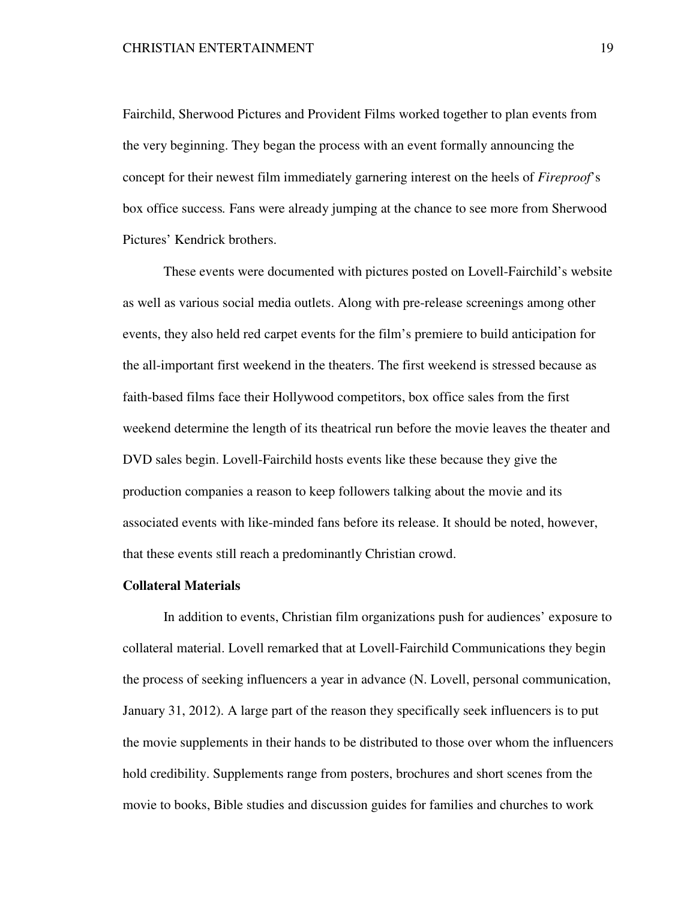Fairchild, Sherwood Pictures and Provident Films worked together to plan events from the very beginning. They began the process with an event formally announcing the concept for their newest film immediately garnering interest on the heels of *Fireproof*'s box office success*.* Fans were already jumping at the chance to see more from Sherwood Pictures' Kendrick brothers.

These events were documented with pictures posted on Lovell-Fairchild's website as well as various social media outlets. Along with pre-release screenings among other events, they also held red carpet events for the film's premiere to build anticipation for the all-important first weekend in the theaters. The first weekend is stressed because as faith-based films face their Hollywood competitors, box office sales from the first weekend determine the length of its theatrical run before the movie leaves the theater and DVD sales begin. Lovell-Fairchild hosts events like these because they give the production companies a reason to keep followers talking about the movie and its associated events with like-minded fans before its release. It should be noted, however, that these events still reach a predominantly Christian crowd.

**Collateral Materials**

In addition to events, Christian film organizations push for audiences' exposure to collateral material. Lovell remarked that at Lovell-Fairchild Communications they begin the process of seeking influencers a year in advance (N. Lovell, personal communication, January 31, 2012). A large part of the reason they specifically seek influencers is to put the movie supplements in their hands to be distributed to those over whom the influencers hold credibility. Supplements range from posters, brochures and short scenes from the movie to books, Bible studies and discussion guides for families and churches to work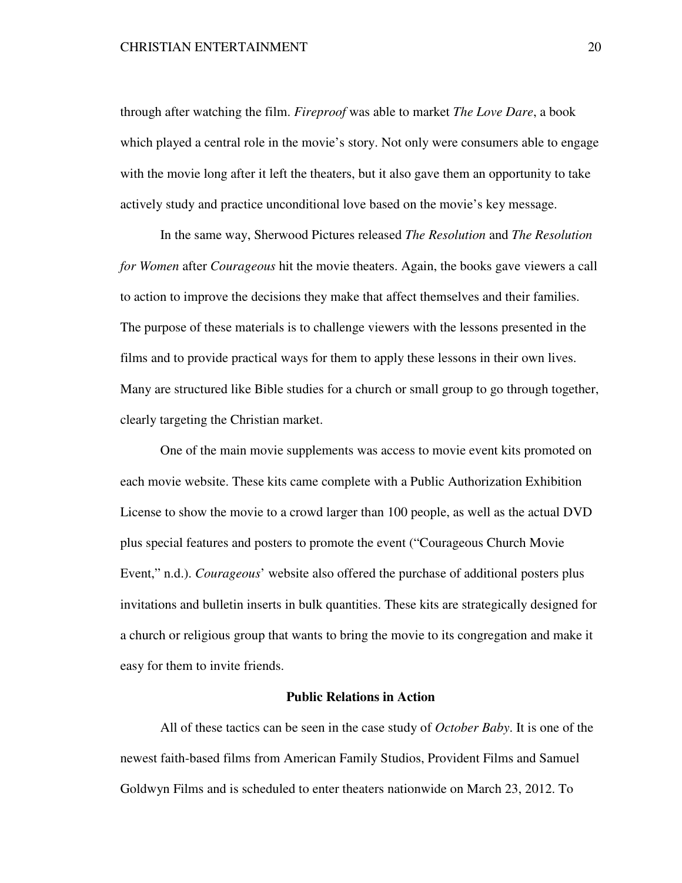through after watching the film. *Fireproof* was able to market *The Love Dare*, a book which played a central role in the movie's story. Not only were consumers able to engage with the movie long after it left the theaters, but it also gave them an opportunity to take actively study and practice unconditional love based on the movie's key message.

In the same way, Sherwood Pictures released *The Resolution* and *The Resolution for Women* after *Courageous* hit the movie theaters. Again, the books gave viewers a call to action to improve the decisions they make that affect themselves and their families. The purpose of these materials is to challenge viewers with the lessons presented in the films and to provide practical ways for them to apply these lessons in their own lives. Many are structured like Bible studies for a church or small group to go through together, clearly targeting the Christian market.

One of the main movie supplements was access to movie event kits promoted on each movie website. These kits came complete with a Public Authorization Exhibition License to show the movie to a crowd larger than 100 people, as well as the actual DVD plus special features and posters to promote the event ("Courageous Church Movie Event," n.d.). *Courageous*' website also offered the purchase of additional posters plus invitations and bulletin inserts in bulk quantities. These kits are strategically designed for a church or religious group that wants to bring the movie to its congregation and make it easy for them to invite friends.

## Public Relations in Action

All of these tactics can be seen in the case study of *October Baby*. It is one of the newest faith-based films from American Family Studios, Provident Films and Samuel Goldwyn Films and is scheduled to enter theaters nationwide on March 23, 2012. To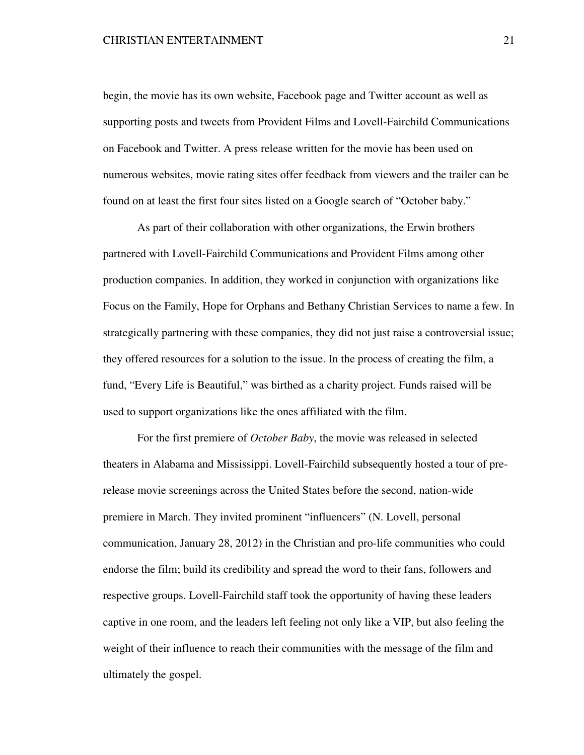begin, the movie has its own website, Facebook page and Twitter account as well as supporting posts and tweets from Provident Films and Lovell-Fairchild Communications on Facebook and Twitter. A press release written for the movie has been used on numerous websites, movie rating sites offer feedback from viewers and the trailer can be found on at least the first four sites listed on a Google search of "October baby."

As part of their collaboration with other organizations, the Erwin brothers partnered with Lovell-Fairchild Communications and Provident Films among other production companies. In addition, they worked in conjunction with organizations like Focus on the Family, Hope for Orphans and Bethany Christian Services to name a few. In strategically partnering with these companies, they did not just raise a controversial issue; they offered resources for a solution to the issue. In the process of creating the film, a fund, "Every Life is Beautiful," was birthed as a charity project. Funds raised will be used to support organizations like the ones affiliated with the film.

For the first premiere of *October Baby*, the movie was released in selected theaters in Alabama and Mississippi. Lovell-Fairchild subsequently hosted a tour of pre-release movie screenings across the United States before the second, nation-wide premiere in March. They invited prominent "influencers" (N. Lovell, personal communication, January 28, 2012) in the Christian and pro-life communities who could endorse the film; build its credibility and spread the word to their fans, followers and respective groups. Lovell-Fairchild staff took the opportunity of having these leaders captive in one room, and the leaders left feeling not only like a VIP, but also feeling the weight of their influence to reach their communities with the message of the film and ultimately the gospel.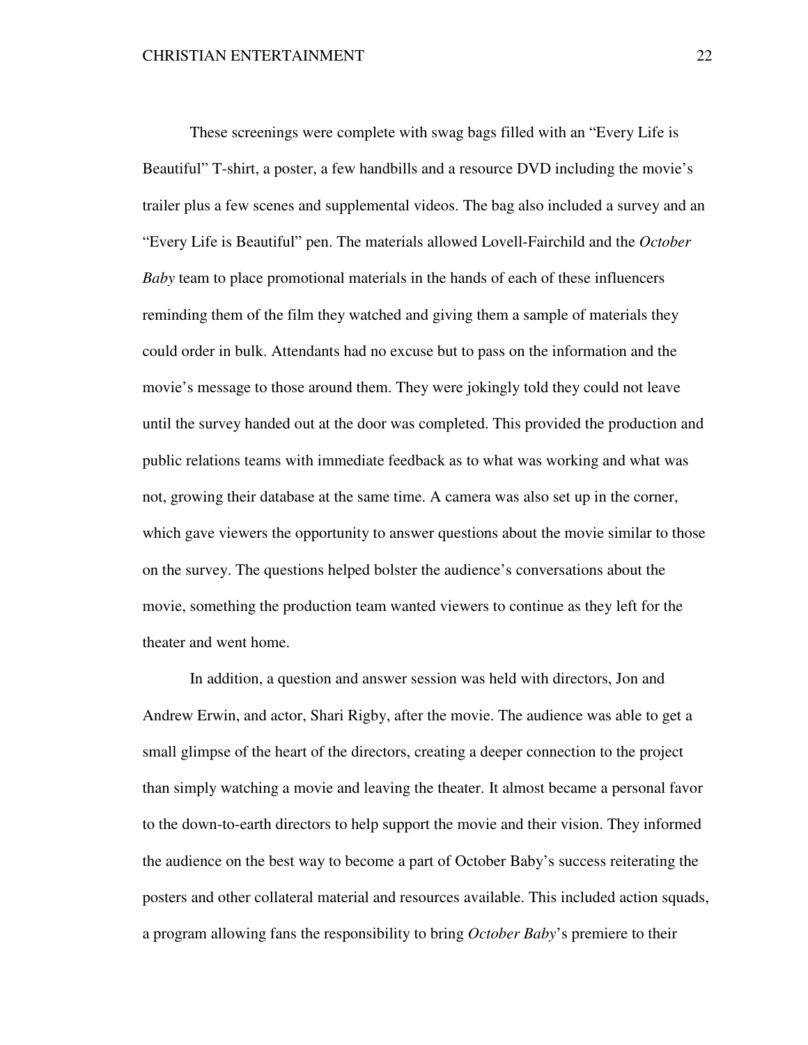These screenings were complete with swag bags filled with an "Every Life is Beautiful" T-shirt, a poster, a few handbills and a resource DVD including the movie's trailer plus a few scenes and supplemental videos. The bag also included a survey and an "Every Life is Beautiful" pen. The materials allowed Lovell-Fairchild and the *October Baby* team to place promotional materials in the hands of each of these influencers reminding them of the film they watched and giving them a sample of materials they could order in bulk. Attendants had no excuse but to pass on the information and the movie's message to those around them. They were jokingly told they could not leave until the survey handed out at the door was completed. This provided the production and public relations teams with immediate feedback as to what was working and what was not, growing their database at the same time. A camera was also set up in the corner, which gave viewers the opportunity to answer questions about the movie similar to those on the survey. The questions helped bolster the audience's conversations about the movie, something the production team wanted viewers to continue as they left for the theater and went home.

In addition, a question and answer session was held with directors, Jon and Andrew Erwin, and actor, Shari Rigby, after the movie. The audience was able to get a small glimpse of the heart of the directors, creating a deeper connection to the project than simply watching a movie and leaving the theater. It almost became a personal favor to the down-to-earth directors to help support the movie and their vision. They informed the audience on the best way to become a part of October Baby's success reiterating the posters and other collateral material and resources available. This included action squads, a program allowing fans the responsibility to bring *October Baby*'s premiere to their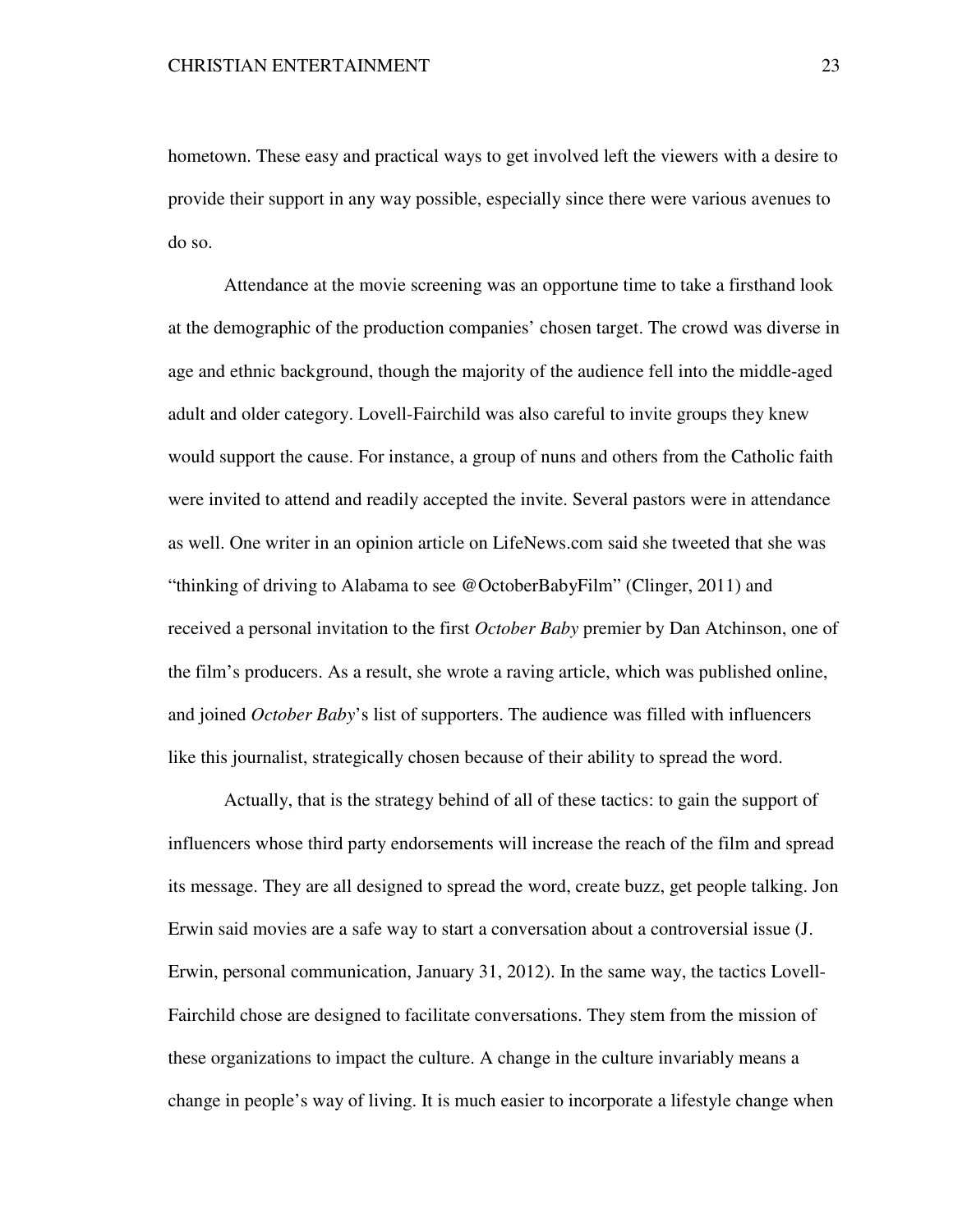hometown. These easy and practical ways to get involved left the viewers with a desire to provide their support in any way possible, especially since there were various avenues to do so.

Attendance at the movie screening was an opportune time to take a firsthand look at the demographic of the production companies' chosen target. The crowd was diverse in age and ethnic background, though the majority of the audience fell into the middle-aged adult and older category. Lovell-Fairchild was also careful to invite groups they knew would support the cause. For instance, a group of nuns and others from the Catholic faith were invited to attend and readily accepted the invite. Several pastors were in attendance as well. One writer in an opinion article on LifeNews.com said she tweeted that she was "thinking of driving to Alabama to see @OctoberBabyFilm" (Clinger, 2011) and received a personal invitation to the first *October Baby* premier by Dan Atchinson, one of the film's producers. As a result, she wrote a raving article, which was published online, and joined *October Baby*'s list of supporters. The audience was filled with influencers like this journalist, strategically chosen because of their ability to spread the word.

Actually, that is the strategy behind of all of these tactics: to gain the support of influencers whose third party endorsements will increase the reach of the film and spread its message. They are all designed to spread the word, create buzz, get people talking. Jon Erwin said movies are a safe way to start a conversation about a controversial issue (J. Erwin, personal communication, January 31, 2012). In the same way, the tactics Lovell-Fairchild chose are designed to facilitate conversations. They stem from the mission of these organizations to impact the culture. A change in the culture invariably means a change in people's way of living. It is much easier to incorporate a lifestyle change when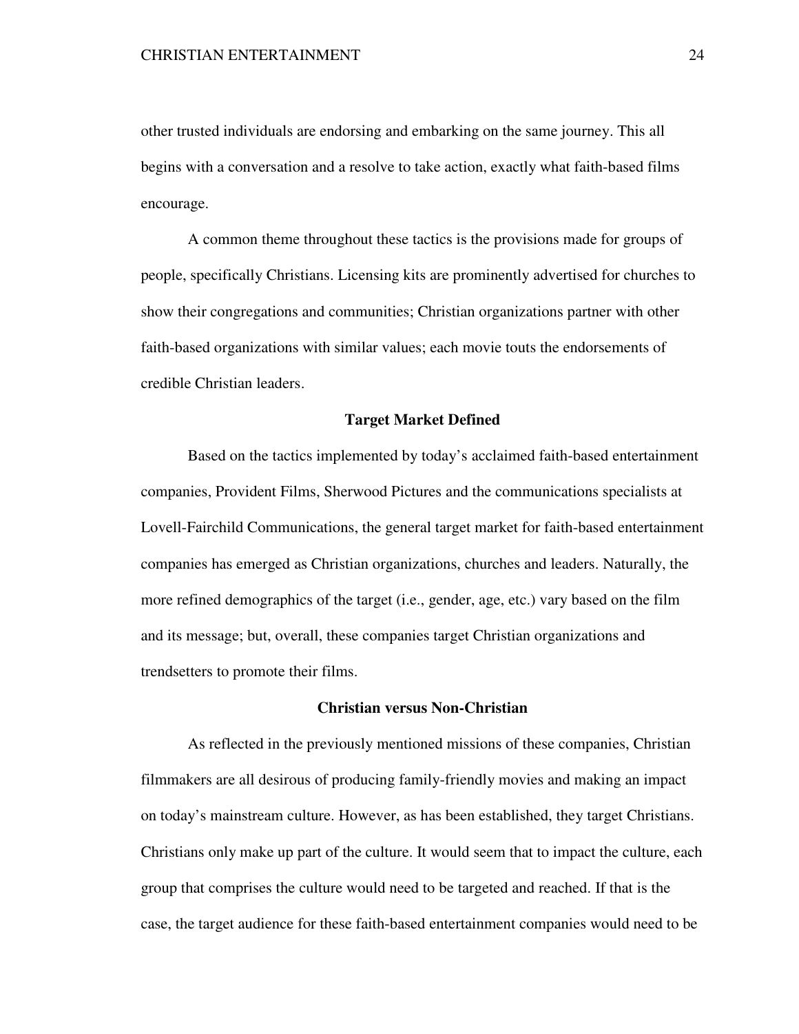other trusted individuals are endorsing and embarking on the same journey. This all begins with a conversation and a resolve to take action, exactly what faith-based films encourage.

A common theme throughout these tactics is the provisions made for groups of people, specifically Christians. Licensing kits are prominently advertised for churches to show their congregations and communities; Christian organizations partner with other faith-based organizations with similar values; each movie touts the endorsements of credible Christian leaders.

## Target Market Defined

Based on the tactics implemented by today's acclaimed faith-based entertainment companies, Provident Films, Sherwood Pictures and the communications specialists at Lovell-Fairchild Communications, the general target market for faith-based entertainment companies has emerged as Christian organizations, churches and leaders. Naturally, the more refined demographics of the target (i.e., gender, age, etc.) vary based on the film and its message; but, overall, these companies target Christian organizations and trendsetters to promote their films.

## Christian versus Non-Christian

As reflected in the previously mentioned missions of these companies, Christian filmmakers are all desirous of producing family-friendly movies and making an impact on today's mainstream culture. However, as has been established, they target Christians. Christians only make up part of the culture. It would seem that to impact the culture, each group that comprises the culture would need to be targeted and reached. If that is the case, the target audience for these faith-based entertainment companies would need to be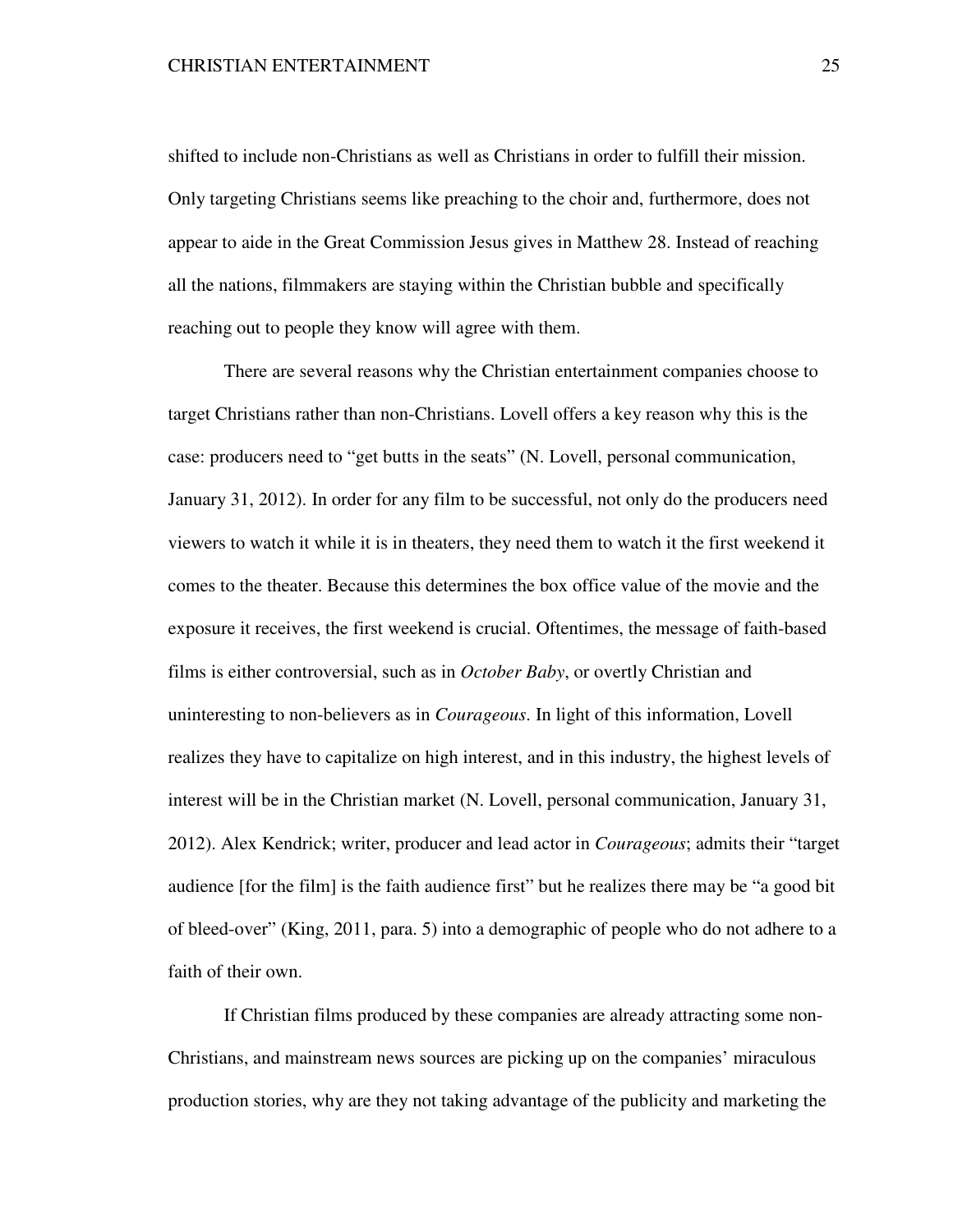shifted to include non-Christians as well as Christians in order to fulfill their mission. Only targeting Christians seems like preaching to the choir and, furthermore, does not appear to aide in the Great Commission Jesus gives in Matthew 28. Instead of reaching all the nations, filmmakers are staying within the Christian bubble and specifically reaching out to people they know will agree with them.

There are several reasons why the Christian entertainment companies choose to target Christians rather than non-Christians. Lovell offers a key reason why this is the case: producers need to "get butts in the seats" (N. Lovell, personal communication, January 31, 2012). In order for any film to be successful, not only do the producers need viewers to watch it while it is in theaters, they need them to watch it the first weekend it comes to the theater. Because this determines the box office value of the movie and the exposure it receives, the first weekend is crucial. Oftentimes, the message of faith-based films is either controversial, such as in *October Baby*, or overtly Christian and uninteresting to non-believers as in *Courageous*. In light of this information, Lovell realizes they have to capitalize on high interest, and in this industry, the highest levels of interest will be in the Christian market (N. Lovell, personal communication, January 31, 2012). Alex Kendrick; writer, producer and lead actor in *Courageous*; admits their "target audience [for the film] is the faith audience first" but he realizes there may be "a good bit of bleed-over" (King, 2011, para. 5) into a demographic of people who do not adhere to a faith of their own.

If Christian films produced by these companies are already attracting some non-Christians, and mainstream news sources are picking up on the companies' miraculous production stories, why are they not taking advantage of the publicity and marketing the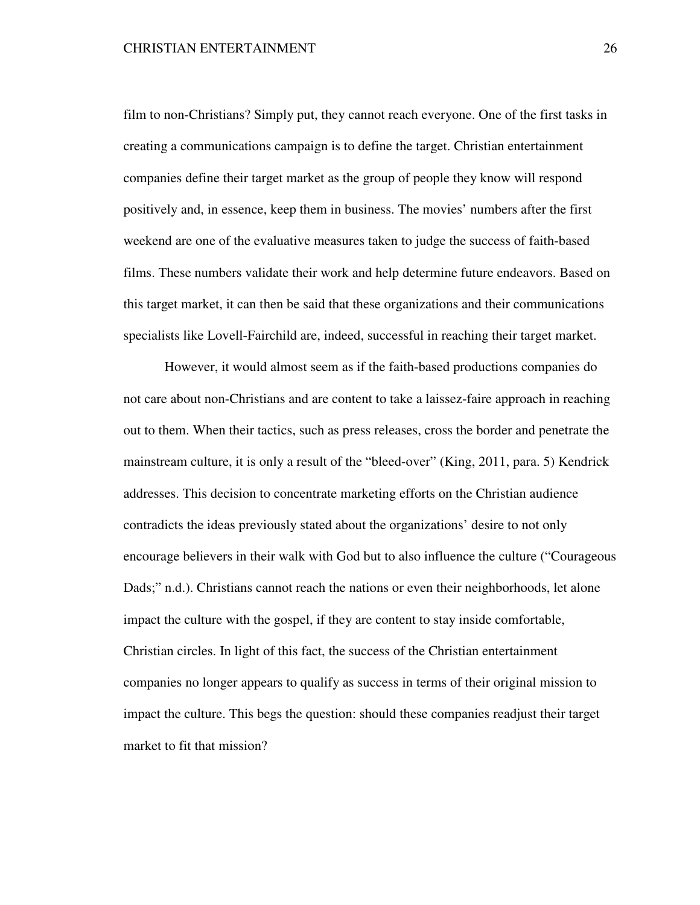film to non-Christians? Simply put, they cannot reach everyone. One of the first tasks in creating a communications campaign is to define the target. Christian entertainment companies define their target market as the group of people they know will respond positively and, in essence, keep them in business. The movies' numbers after the first weekend are one of the evaluative measures taken to judge the success of faith-based films. These numbers validate their work and help determine future endeavors. Based on this target market, it can then be said that these organizations and their communications specialists like Lovell-Fairchild are, indeed, successful in reaching their target market.

However, it would almost seem as if the faith-based productions companies do not care about non-Christians and are content to take a laissez-faire approach in reaching out to them. When their tactics, such as press releases, cross the border and penetrate the mainstream culture, it is only a result of the "bleed-over" (King, 2011, para. 5) Kendrick addresses. This decision to concentrate marketing efforts on the Christian audience contradicts the ideas previously stated about the organizations' desire to not only encourage believers in their walk with God but to also influence the culture ("Courageous Dads;" n.d.). Christians cannot reach the nations or even their neighborhoods, let alone impact the culture with the gospel, if they are content to stay inside comfortable, Christian circles. In light of this fact, the success of the Christian entertainment companies no longer appears to qualify as success in terms of their original mission to impact the culture. This begs the question: should these companies readjust their target market to fit that mission?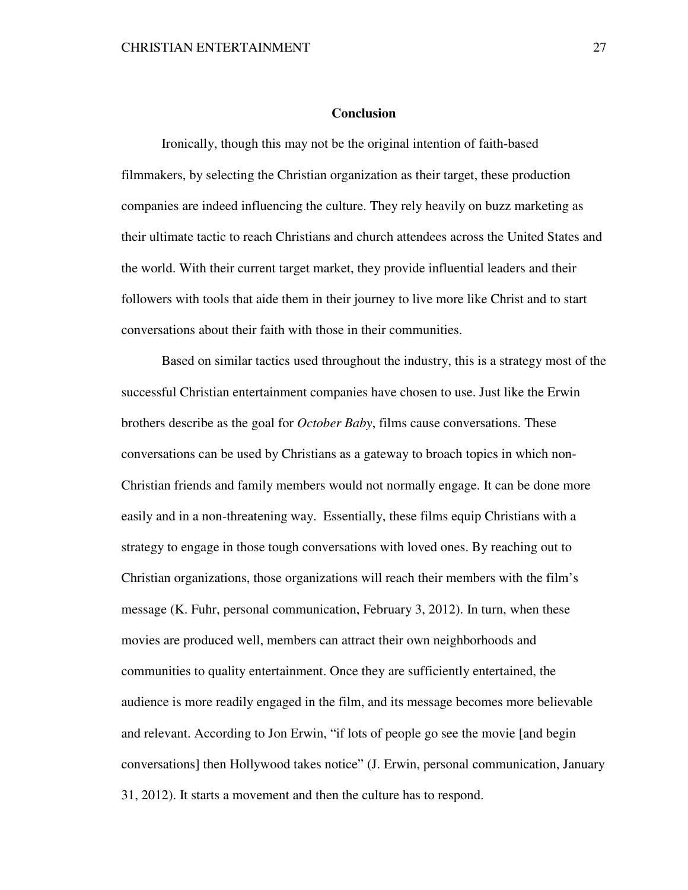## Conclusion

Ironically, though this may not be the original intention of faith-based filmmakers, by selecting the Christian organization as their target, these production companies are indeed influencing the culture. They rely heavily on buzz marketing as their ultimate tactic to reach Christians and church attendees across the United States and the world. With their current target market, they provide influential leaders and their followers with tools that aide them in their journey to live more like Christ and to start conversations about their faith with those in their communities.

Based on similar tactics used throughout the industry, this is a strategy most of the successful Christian entertainment companies have chosen to use. Just like the Erwin brothers describe as the goal for *October Baby*, films cause conversations. These conversations can be used by Christians as a gateway to broach topics in which non-Christian friends and family members would not normally engage. It can be done more easily and in a non-threatening way. Essentially, these films equip Christians with a strategy to engage in those tough conversations with loved ones. By reaching out to Christian organizations, those organizations will reach their members with the film's message (K. Fuhr, personal communication, February 3, 2012). In turn, when these movies are produced well, members can attract their own neighborhoods and communities to quality entertainment. Once they are sufficiently entertained, the audience is more readily engaged in the film, and its message becomes more believable and relevant. According to Jon Erwin, "if lots of people go see the movie [and begin conversations] then Hollywood takes notice" (J. Erwin, personal communication, January 31, 2012). It starts a movement and then the culture has to respond.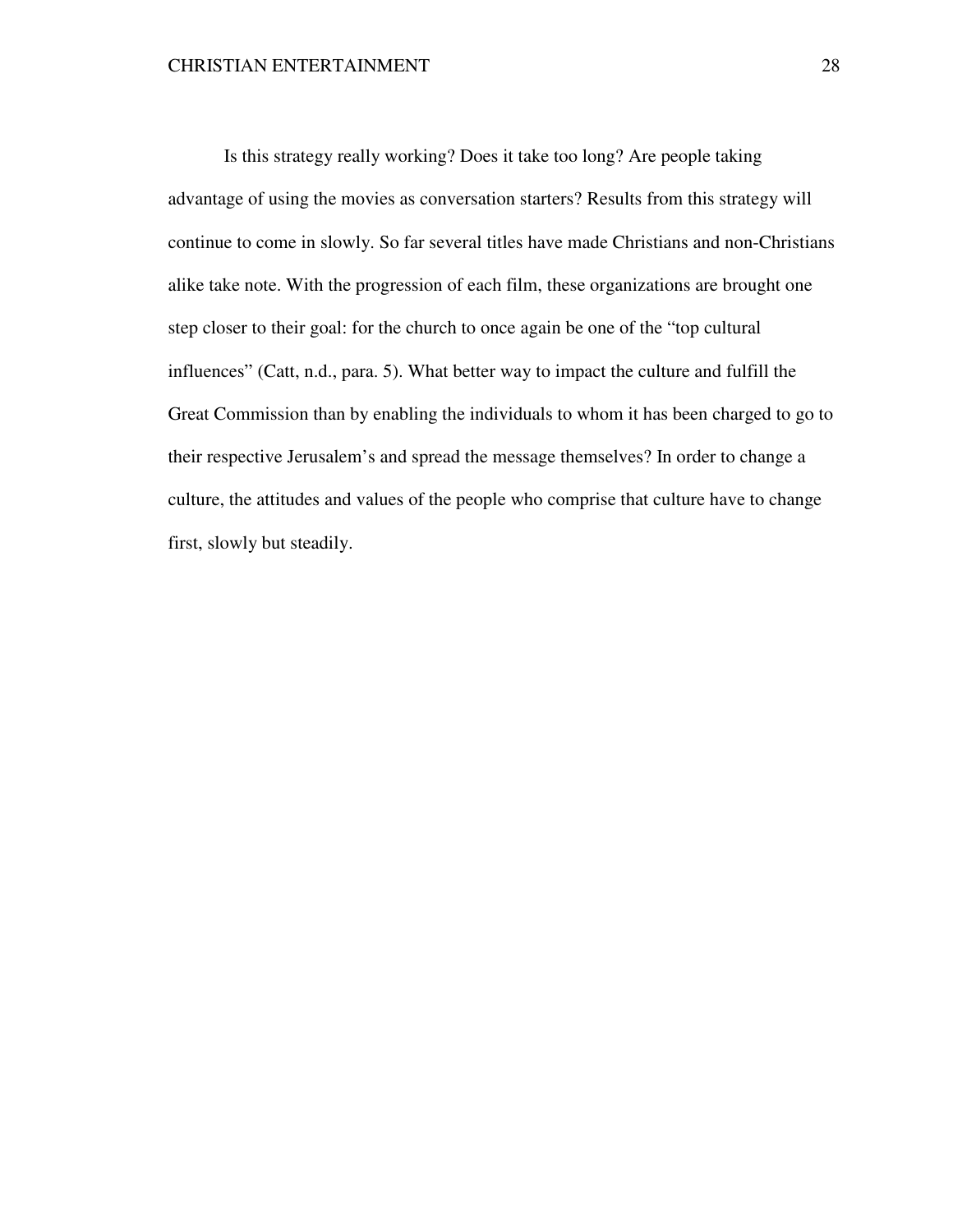Is this strategy really working? Does it take too long? Are people taking advantage of using the movies as conversation starters? Results from this strategy will continue to come in slowly. So far several titles have made Christians and non-Christians alike take note. With the progression of each film, these organizations are brought one step closer to their goal: for the church to once again be one of the "top cultural influences" (Catt, n.d., para. 5). What better way to impact the culture and fulfill the Great Commission than by enabling the individuals to whom it has been charged to go to their respective Jerusalem's and spread the message themselves? In order to change a culture, the attitudes and values of the people who comprise that culture have to change first, slowly but steadily.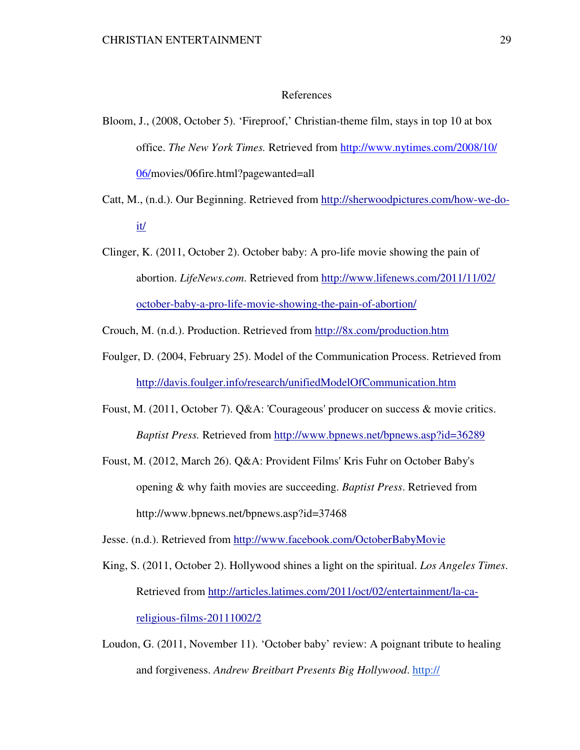# References

Bloom, J., (2008, October 5). 'Fireproof,' Christian-theme film, stays in top 10 at box office. *The New York Times.* Retrieved from http://www.nytimes.com/2008/10/06/movies/06fire.html?pagewanted=all

Catt, M., (n.d.). Our Beginning. Retrieved from http://sherwoodpictures.com/how-we-do-it/

Clinger, K. (2011, October 2). October baby: A pro-life movie showing the pain of abortion. *LifeNews.com*. Retrieved from http://www.lifenews.com/2011/11/02/october-baby-a-pro-life-movie-showing-the-pain-of-abortion/

Crouch, M. (n.d.). Production. Retrieved from http://8x.com/production.htm

Foulger, D. (2004, February 25). Model of the Communication Process. Retrieved from http://davis.foulger.info/research/unifiedModelOfCommunication.htm

Foust, M. (2011, October 7). Q&A: 'Courageous' producer on success & movie critics. *Baptist Press.* Retrieved from http://www.bpnews.net/bpnews.asp?id=36289

Foust, M. (2012, March 26). Q&A: Provident Films' Kris Fuhr on October Baby's opening & why faith movies are succeeding. *Baptist Press*. Retrieved from http://www.bpnews.net/bpnews.asp?id=37468

Jesse. (n.d.). Retrieved from http://www.facebook.com/OctoberBabyMovie

King, S. (2011, October 2). Hollywood shines a light on the spiritual. *Los Angeles Times*. Retrieved from http://articles.latimes.com/2011/oct/02/entertainment/la-ca-religious-films-20111002/2

Loudon, G. (2011, November 11). 'October baby' review: A poignant tribute to healing and forgiveness. *Andrew Breitbart Presents Big Hollywood*. http://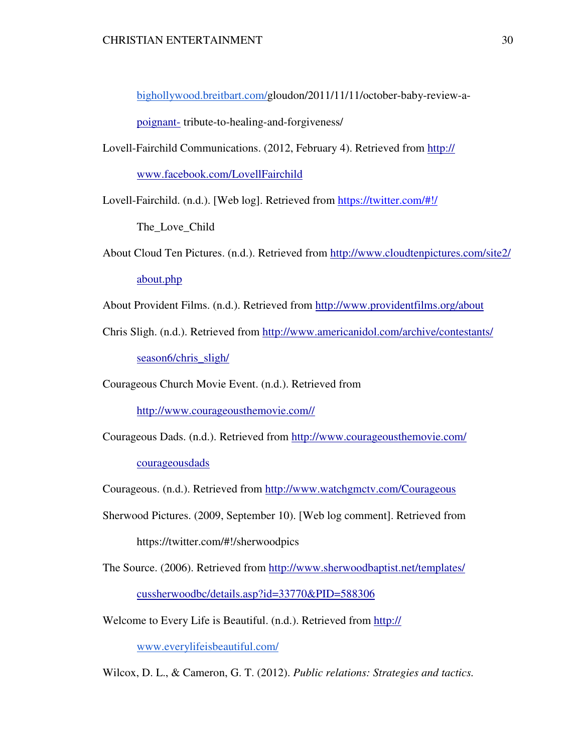bighollywood.breitbart.com/gloudon/2011/11/11/october-baby-review-a-poignant- tribute-to-healing-and-forgiveness/

Lovell-Fairchild Communications. (2012, February 4). Retrieved from http://www.facebook.com/LovellFairchild

Lovell-Fairchild. (n.d.). [Web log]. Retrieved from https://twitter.com/#!/The_Love_Child

About Cloud Ten Pictures. (n.d.). Retrieved from http://www.cloudtenpictures.com/site2/about.php

About Provident Films. (n.d.). Retrieved from http://www.providentfilms.org/about

Chris Sligh. (n.d.). Retrieved from http://www.americanidol.com/archive/contestants/season6/chris_sligh/

Courageous Church Movie Event. (n.d.). Retrieved from http://www.courageousthemovie.com//

Courageous Dads. (n.d.). Retrieved from http://www.courageousthemovie.com/courageousdads

Courageous. (n.d.). Retrieved from http://www.watchgmctv.com/Courageous

Sherwood Pictures. (2009, September 10). [Web log comment]. Retrieved from https://twitter.com/#!/sherwoodpics

The Source. (2006). Retrieved from http://www.sherwoodbaptist.net/templates/cussherwoodbc/details.asp?id=33770&PID=588306

Welcome to Every Life is Beautiful. (n.d.). Retrieved from http://www.everylifeisbeautiful.com/

Wilcox, D. L., & Cameron, G. T. (2012). *Public relations: Strategies and tactics.*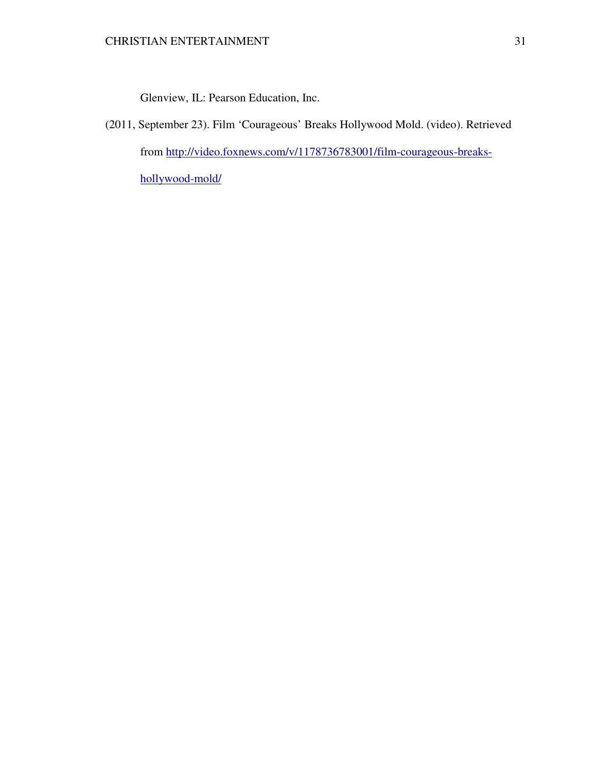Glenview, IL: Pearson Education, Inc.

(2011, September 23). Film ‘Courageous’ Breaks Hollywood Mold. (video). Retrieved from http://video.foxnews.com/v/1178736783001/film-courageous-breaks-hollywood-mold/